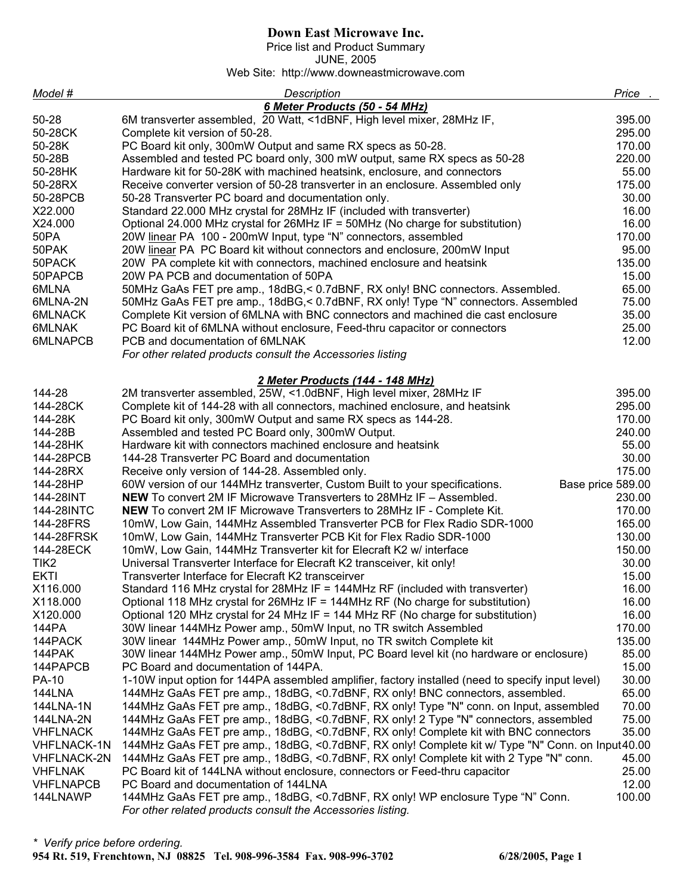# Down East Microwave Inc.

Price list and Product Summary
JUNE, 2005
Web Site: http://www.downeastmicrowave.com

| *Model #* | *Description* | *Price* |
|---|---|---|
| | ***6 Meter Products (50 - 54 MHz)*** | |
| 50-28 | 6M transverter assembled, 20 Watt, <1dBNF, High level mixer, 28MHz IF, | 395.00 |
| 50-28CK | Complete kit version of 50-28. | 295.00 |
| 50-28K | PC Board kit only, 300mW Output and same RX specs as 50-28. | 170.00 |
| 50-28B | Assembled and tested PC board only, 300 mW output, same RX specs as 50-28 | 220.00 |
| 50-28HK | Hardware kit for 50-28K with machined heatsink, enclosure, and connectors | 55.00 |
| 50-28RX | Receive converter version of 50-28 transverter in an enclosure. Assembled only | 175.00 |
| 50-28PCB | 50-28 Transverter PC board and documentation only. | 30.00 |
| X22.000 | Standard 22.000 MHz crystal for 28MHz IF (included with transverter) | 16.00 |
| X24.000 | Optional 24.000 MHz crystal for 26MHz IF = 50MHz (No charge for substitution) | 16.00 |
| 50PA | 20W linear PA 100 - 200mW Input, type "N" connectors, assembled | 170.00 |
| 50PAK | 20W linear PA PC Board kit without connectors and enclosure, 200mW Input | 95.00 |
| 50PACK | 20W PA complete kit with connectors, machined enclosure and heatsink | 135.00 |
| 50PAPCB | 20W PA PCB and documentation of 50PA | 15.00 |
| 6MLNA | 50MHz GaAs FET pre amp., 18dBG,< 0.7dBNF, RX only! BNC connectors. Assembled. | 65.00 |
| 6MLNA-2N | 50MHz GaAs FET pre amp., 18dBG,< 0.7dBNF, RX only! Type "N" connectors. Assembled | 75.00 |
| 6MLNACK | Complete Kit version of 6MLNA with BNC connectors and machined die cast enclosure | 35.00 |
| 6MLNAK | PC Board kit of 6MLNA without enclosure, Feed-thru capacitor or connectors | 25.00 |
| 6MLNAPCB | PCB and documentation of 6MLNAK | 12.00 |
| | *For other related products consult the Accessories listing* | |
| | ***2 Meter Products (144 - 148 MHz)*** | |
| 144-28 | 2M transverter assembled, 25W, <1.0dBNF, High level mixer, 28MHz IF | 395.00 |
| 144-28CK | Complete kit of 144-28 with all connectors, machined enclosure, and heatsink | 295.00 |
| 144-28K | PC Board kit only, 300mW Output and same RX specs as 144-28. | 170.00 |
| 144-28B | Assembled and tested PC Board only, 300mW Output. | 240.00 |
| 144-28HK | Hardware kit with connectors machined enclosure and heatsink | 55.00 |
| 144-28PCB | 144-28 Transverter PC Board and documentation | 30.00 |
| 144-28RX | Receive only version of 144-28. Assembled only. | 175.00 |
| 144-28HP | 60W version of our 144MHz transverter, Custom Built to your specifications. | Base price 589.00 |
| 144-28INT | **NEW** To convert 2M IF Microwave Transverters to 28MHz IF – Assembled. | 230.00 |
| 144-28INTC | **NEW** To convert 2M IF Microwave Transverters to 28MHz IF - Complete Kit. | 170.00 |
| 144-28FRS | 10mW, Low Gain, 144MHz Assembled Transverter PCB for Flex Radio SDR-1000 | 165.00 |
| 144-28FRSK | 10mW, Low Gain, 144MHz Transverter PCB Kit for Flex Radio SDR-1000 | 130.00 |
| 144-28ECK | 10mW, Low Gain, 144MHz Transverter kit for Elecraft K2 w/ interface | 150.00 |
| TIK2 | Universal Transverter Interface for Elecraft K2 transceiver, kit only! | 30.00 |
| EKTI | Transverter Interface for Elecraft K2 transceirver | 15.00 |
| X116.000 | Standard 116 MHz crystal for 28MHz IF = 144MHz RF (included with transverter) | 16.00 |
| X118.000 | Optional 118 MHz crystal for 26MHz IF = 144MHz RF (No charge for substitution) | 16.00 |
| X120.000 | Optional 120 MHz crystal for 24 MHz IF = 144 MHz RF (No charge for substitution) | 16.00 |
| 144PA | 30W linear 144MHz Power amp., 50mW Input, no TR switch Assembled | 170.00 |
| 144PACK | 30W linear 144MHz Power amp., 50mW Input, no TR switch Complete kit | 135.00 |
| 144PAK | 30W linear 144MHz Power amp., 50mW Input, PC Board level kit (no hardware or enclosure) | 85.00 |
| 144PAPCB | PC Board and documentation of 144PA. | 15.00 |
| PA-10 | 1-10W input option for 144PA assembled amplifier, factory installed (need to specify input level) | 30.00 |
| 144LNA | 144MHz GaAs FET pre amp., 18dBG, <0.7dBNF, RX only! BNC connectors, assembled. | 65.00 |
| 144LNA-1N | 144MHz GaAs FET pre amp., 18dBG, <0.7dBNF, RX only! Type "N" conn. on Input, assembled | 70.00 |
| 144LNA-2N | 144MHz GaAs FET pre amp., 18dBG, <0.7dBNF, RX only! 2 Type "N" connectors, assembled | 75.00 |
| VHFLNACK | 144MHz GaAs FET pre amp., 18dBG, <0.7dBNF, RX only! Complete kit with BNC connectors | 35.00 |
| VHFLNACK-1N | 144MHz GaAs FET pre amp., 18dBG, <0.7dBNF, RX only! Complete kit w/ Type "N" Conn. on Input | 40.00 |
| VHFLNACK-2N | 144MHz GaAs FET pre amp., 18dBG, <0.7dBNF, RX only! Complete kit with 2 Type "N" conn. | 45.00 |
| VHFLNAK | PC Board kit of 144LNA without enclosure, connectors or Feed-thru capacitor | 25.00 |
| VHFLNAPCB | PC Board and documentation of 144LNA | 12.00 |
| 144LNAWP | 144MHz GaAs FET pre amp., 18dBG, <0.7dBNF, RX only! WP enclosure Type "N" Conn. | 100.00 |
| | *For other related products consult the Accessories listing.* | |

*\* Verify price before ordering.*

**954 Rt. 519, Frenchtown, NJ 08825 Tel. 908-996-3584 Fax. 908-996-3702**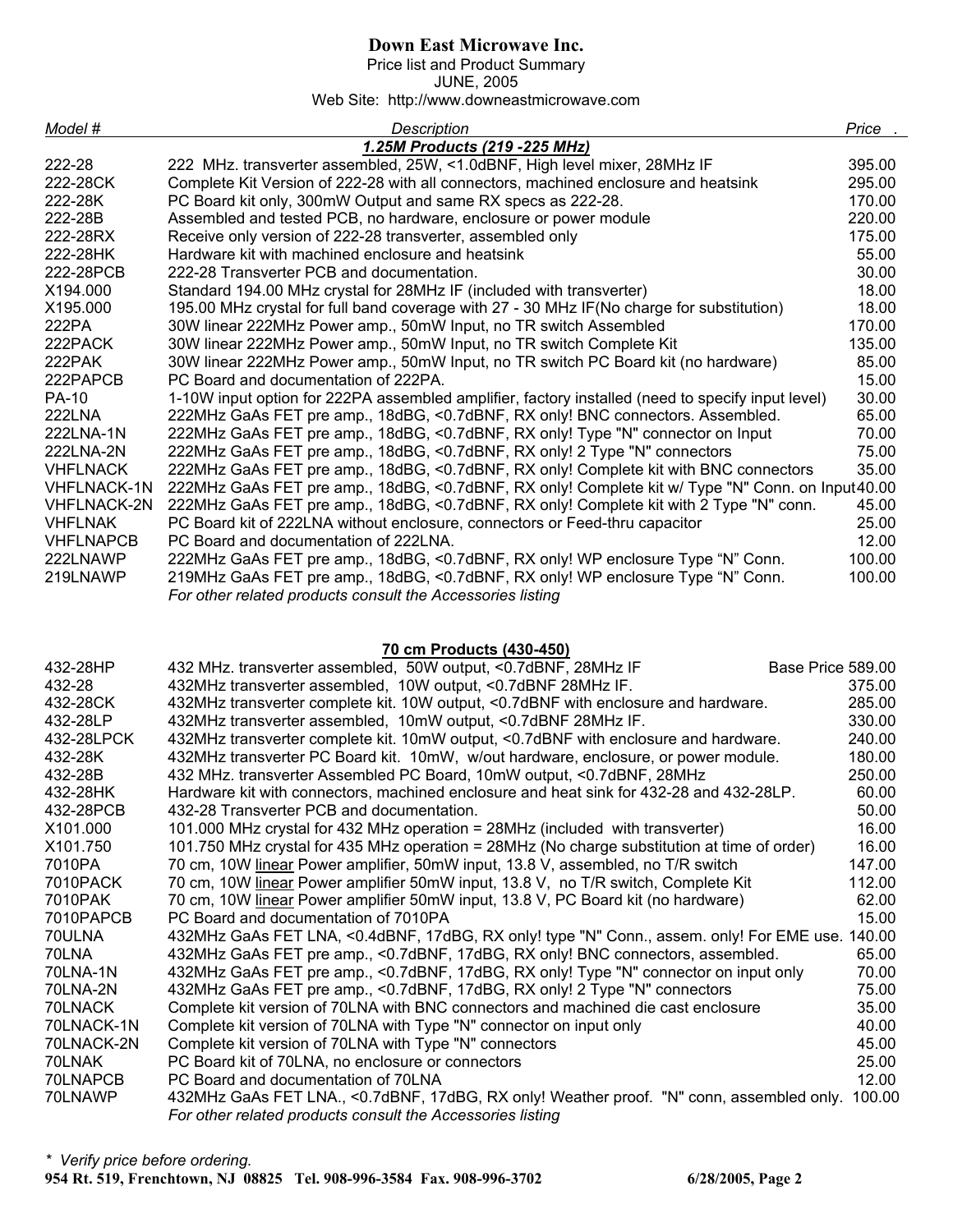**Down East Microwave Inc.**

Price list and Product Summary

JUNE, 2005

Web Site: http://www.downeastmicrowave.com

| *Model #* | *Description* | *Price* |
|---|---|---|
| | ***1.25M Products (219 -225 MHz)*** | |
| 222-28 | 222 MHz. transverter assembled, 25W, <1.0dBNF, High level mixer, 28MHz IF | 395.00 |
| 222-28CK | Complete Kit Version of 222-28 with all connectors, machined enclosure and heatsink | 295.00 |
| 222-28K | PC Board kit only, 300mW Output and same RX specs as 222-28. | 170.00 |
| 222-28B | Assembled and tested PCB, no hardware, enclosure or power module | 220.00 |
| 222-28RX | Receive only version of 222-28 transverter, assembled only | 175.00 |
| 222-28HK | Hardware kit with machined enclosure and heatsink | 55.00 |
| 222-28PCB | 222-28 Transverter PCB and documentation. | 30.00 |
| X194.000 | Standard 194.00 MHz crystal for 28MHz IF (included with transverter) | 18.00 |
| X195.000 | 195.00 MHz crystal for full band coverage with 27 - 30 MHz IF(No charge for substitution) | 18.00 |
| 222PA | 30W linear 222MHz Power amp., 50mW Input, no TR switch Assembled | 170.00 |
| 222PACK | 30W linear 222MHz Power amp., 50mW Input, no TR switch Complete Kit | 135.00 |
| 222PAK | 30W linear 222MHz Power amp., 50mW Input, no TR switch PC Board kit (no hardware) | 85.00 |
| 222PAPCB | PC Board and documentation of 222PA. | 15.00 |
| PA-10 | 1-10W input option for 222PA assembled amplifier, factory installed (need to specify input level) | 30.00 |
| 222LNA | 222MHz GaAs FET pre amp., 18dBG, <0.7dBNF, RX only! BNC connectors. Assembled. | 65.00 |
| 222LNA-1N | 222MHz GaAs FET pre amp., 18dBG, <0.7dBNF, RX only! Type "N" connector on Input | 70.00 |
| 222LNA-2N | 222MHz GaAs FET pre amp., 18dBG, <0.7dBNF, RX only! 2 Type "N" connectors | 75.00 |
| VHFLNACK | 222MHz GaAs FET pre amp., 18dBG, <0.7dBNF, RX only! Complete kit with BNC connectors | 35.00 |
| VHFLNACK-1N | 222MHz GaAs FET pre amp., 18dBG, <0.7dBNF, RX only! Complete kit w/ Type "N" Conn. on Input | 40.00 |
| VHFLNACK-2N | 222MHz GaAs FET pre amp., 18dBG, <0.7dBNF, RX only! Complete kit with 2 Type "N" conn. | 45.00 |
| VHFLNAK | PC Board kit of 222LNA without enclosure, connectors or Feed-thru capacitor | 25.00 |
| VHFLNAPCB | PC Board and documentation of 222LNA. | 12.00 |
| 222LNAWP | 222MHz GaAs FET pre amp., 18dBG, <0.7dBNF, RX only! WP enclosure Type "N" Conn. | 100.00 |
| 219LNAWP | 219MHz GaAs FET pre amp., 18dBG, <0.7dBNF, RX only! WP enclosure Type "N" Conn. | 100.00 |
| | *For other related products consult the Accessories listing* | |

| *Model #* | *Description* | *Price* |
|---|---|---|
| | **70 cm Products (430-450)** | |
| 432-28HP | 432 MHz. transverter assembled, 50W output, <0.7dBNF, 28MHz IF | Base Price 589.00 |
| 432-28 | 432MHz transverter assembled, 10W output, <0.7dBNF 28MHz IF. | 375.00 |
| 432-28CK | 432MHz transverter complete kit. 10W output, <0.7dBNF with enclosure and hardware. | 285.00 |
| 432-28LP | 432MHz transverter assembled, 10mW output, <0.7dBNF 28MHz IF. | 330.00 |
| 432-28LPCK | 432MHz transverter complete kit. 10mW output, <0.7dBNF with enclosure and hardware. | 240.00 |
| 432-28K | 432MHz transverter PC Board kit. 10mW, w/out hardware, enclosure, or power module. | 180.00 |
| 432-28B | 432 MHz. transverter Assembled PC Board, 10mW output, <0.7dBNF, 28MHz | 250.00 |
| 432-28HK | Hardware kit with connectors, machined enclosure and heat sink for 432-28 and 432-28LP. | 60.00 |
| 432-28PCB | 432-28 Transverter PCB and documentation. | 50.00 |
| X101.000 | 101.000 MHz crystal for 432 MHz operation = 28MHz (included with transverter) | 16.00 |
| X101.750 | 101.750 MHz crystal for 435 MHz operation = 28MHz (No charge substitution at time of order) | 16.00 |
| 7010PA | 70 cm, 10W <u>linear</u> Power amplifier, 50mW input, 13.8 V, assembled, no T/R switch | 147.00 |
| 7010PACK | 70 cm, 10W <u>linear</u> Power amplifier 50mW input, 13.8 V, no T/R switch, Complete Kit | 112.00 |
| 7010PAK | 70 cm, 10W <u>linear</u> Power amplifier 50mW input, 13.8 V, PC Board kit (no hardware) | 62.00 |
| 7010PAPCB | PC Board and documentation of 7010PA | 15.00 |
| 70ULNA | 432MHz GaAs FET LNA, <0.4dBNF, 17dBG, RX only! type "N" Conn., assem. only! For EME use. | 140.00 |
| 70LNA | 432MHz GaAs FET pre amp., <0.7dBNF, 17dBG, RX only! BNC connectors, assembled. | 65.00 |
| 70LNA-1N | 432MHz GaAs FET pre amp., <0.7dBNF, 17dBG, RX only! Type "N" connector on input only | 70.00 |
| 70LNA-2N | 432MHz GaAs FET pre amp., <0.7dBNF, 17dBG, RX only! 2 Type "N" connectors | 75.00 |
| 70LNACK | Complete kit version of 70LNA with BNC connectors and machined die cast enclosure | 35.00 |
| 70LNACK-1N | Complete kit version of 70LNA with Type "N" connector on input only | 40.00 |
| 70LNACK-2N | Complete kit version of 70LNA with Type "N" connectors | 45.00 |
| 70LNAK | PC Board kit of 70LNA, no enclosure or connectors | 25.00 |
| 70LNAPCB | PC Board and documentation of 70LNA | 12.00 |
| 70LNAWP | 432MHz GaAs FET LNA., <0.7dBNF, 17dBG, RX only! Weather proof. "N" conn, assembled only. | 100.00 |
| | *For other related products consult the Accessories listing* | |

*\* Verify price before ordering.*

**954 Rt. 519, Frenchtown, NJ 08825 Tel. 908-996-3584 Fax. 908-996-3702**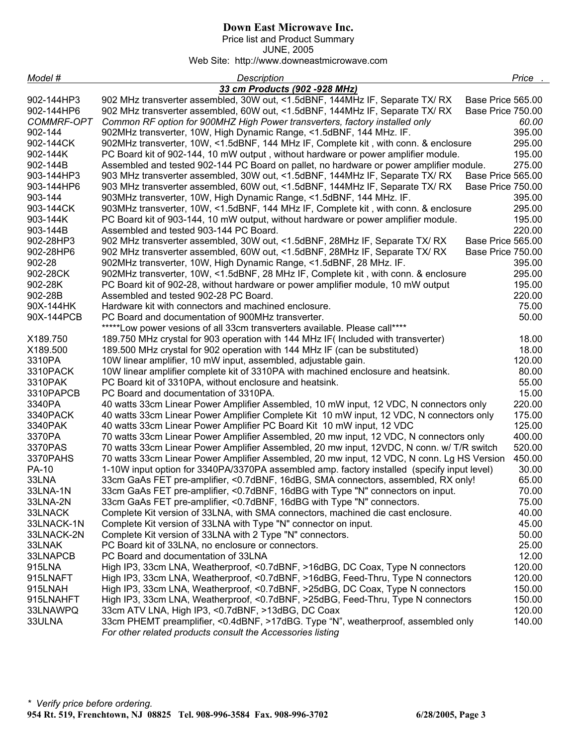# Down East Microwave Inc.

Price list and Product Summary
JUNE, 2005
Web Site: http://www.downeastmicrowave.com

| Model # | Description | Price . |
|---|---|---|
| | ***33 cm Products (902 -928 MHz)*** | |
| 902-144HP3 | 902 MHz transverter assembled, 30W out, <1.5dBNF, 144MHz IF, Separate TX/ RX | Base Price 565.00 |
| 902-144HP6 | 902 MHz transverter assembled, 60W out, <1.5dBNF, 144MHz IF, Separate TX/ RX | Base Price 750.00 |
| *COMMRF-OPT* | *Common RF option for 900MHZ High Power transverters, factory installed only* | *60.00* |
| 902-144 | 902MHz transverter, 10W, High Dynamic Range, <1.5dBNF, 144 MHz. IF. | 395.00 |
| 902-144CK | 902MHz transverter, 10W, <1.5dBNF, 144 MHz IF, Complete kit , with conn. & enclosure | 295.00 |
| 902-144K | PC Board kit of 902-144, 10 mW output , without hardware or power amplifier module. | 195.00 |
| 902-144B | Assembled and tested 902-144 PC Board on pallet, no hardware or power amplifier module. | 275.00 |
| 903-144HP3 | 903 MHz transverter assembled, 30W out, <1.5dBNF, 144MHz IF, Separate TX/ RX | Base Price 565.00 |
| 903-144HP6 | 903 MHz transverter assembled, 60W out, <1.5dBNF, 144MHz IF, Separate TX/ RX | Base Price 750.00 |
| 903-144 | 903MHz transverter, 10W, High Dynamic Range, <1.5dBNF, 144 MHz. IF. | 395.00 |
| 903-144CK | 903MHz transverter, 10W, <1.5dBNF, 144 MHz IF, Complete kit , with conn. & enclosure | 295.00 |
| 903-144K | PC Board kit of 903-144, 10 mW output, without hardware or power amplifier module. | 195.00 |
| 903-144B | Assembled and tested 903-144 PC Board. | 220.00 |
| 902-28HP3 | 902 MHz transverter assembled, 30W out, <1.5dBNF, 28MHz IF, Separate TX/ RX | Base Price 565.00 |
| 902-28HP6 | 902 MHz transverter assembled, 60W out, <1.5dBNF, 28MHz IF, Separate TX/ RX | Base Price 750.00 |
| 902-28 | 902MHz transverter, 10W, High Dynamic Range, <1.5dBNF, 28 MHz. IF. | 395.00 |
| 902-28CK | 902MHz transverter, 10W, <1.5dBNF, 28 MHz IF, Complete kit , with conn. & enclosure | 295.00 |
| 902-28K | PC Board kit of 902-28, without hardware or power amplifier module, 10 mW output | 195.00 |
| 902-28B | Assembled and tested 902-28 PC Board. | 220.00 |
| 90X-144HK | Hardware kit with connectors and machined enclosure. | 75.00 |
| 90X-144PCB | PC Board and documentation of 900MHz transverter. | 50.00 |
| | *****Low power vesions of all 33cm transverters available. Please call**** | |
| X189.750 | 189.750 MHz crystal for 903 operation with 144 MHz IF( Included with transverter) | 18.00 |
| X189.500 | 189.500 MHz crystal for 902 operation with 144 MHz IF (can be substituted) | 18.00 |
| 3310PA | 10W linear amplifier, 10 mW input, assembled, adjustable gain. | 120.00 |
| 3310PACK | 10W linear amplifier complete kit of 3310PA with machined enclosure and heatsink. | 80.00 |
| 3310PAK | PC Board kit of 3310PA, without enclosure and heatsink. | 55.00 |
| 3310PAPCB | PC Board and documentation of 3310PA. | 15.00 |
| 3340PA | 40 watts 33cm Linear Power Amplifier Assembled, 10 mW input, 12 VDC, N connectors only | 220.00 |
| 3340PACK | 40 watts 33cm Linear Power Amplifier Complete Kit 10 mW input, 12 VDC, N connectors only | 175.00 |
| 3340PAK | 40 watts 33cm Linear Power Amplifier PC Board Kit 10 mW input, 12 VDC | 125.00 |
| 3370PA | 70 watts 33cm Linear Power Amplifier Assembled, 20 mw input, 12 VDC, N connectors only | 400.00 |
| 3370PAS | 70 watts 33cm Linear Power Amplifier Assembled, 20 mw input, 12VDC, N conn. w/ T/R switch | 520.00 |
| 3370PAHS | 70 watts 33cm Linear Power Amplifier Assembled, 20 mw input, 12 VDC, N conn. Lg HS Version | 450.00 |
| PA-10 | 1-10W input option for 3340PA/3370PA assembled amp. factory installed (specify input level) | 30.00 |
| 33LNA | 33cm GaAs FET pre-amplifier, <0.7dBNF, 16dBG, SMA connectors, assembled, RX only! | 65.00 |
| 33LNA-1N | 33cm GaAs FET pre-amplifier, <0.7dBNF, 16dBG with Type "N" connectors on input. | 70.00 |
| 33LNA-2N | 33cm GaAs FET pre-amplifier, <0.7dBNF, 16dBG with Type "N" connectors. | 75.00 |
| 33LNACK | Complete Kit version of 33LNA, with SMA connectors, machined die cast enclosure. | 40.00 |
| 33LNACK-1N | Complete Kit version of 33LNA with Type "N" connector on input. | 45.00 |
| 33LNACK-2N | Complete Kit version of 33LNA with 2 Type "N" connectors. | 50.00 |
| 33LNAK | PC Board kit of 33LNA, no enclosure or connectors. | 25.00 |
| 33LNAPCB | PC Board and documentation of 33LNA | 12.00 |
| 915LNA | High IP3, 33cm LNA, Weatherproof, <0.7dBNF, >16dBG, DC Coax, Type N connectors | 120.00 |
| 915LNAFT | High IP3, 33cm LNA, Weatherproof, <0.7dBNF, >16dBG, Feed-Thru, Type N connectors | 120.00 |
| 915LNAH | High IP3, 33cm LNA, Weatherproof, <0.7dBNF, >25dBG, DC Coax, Type N connectors | 150.00 |
| 915LNAHFT | High IP3, 33cm LNA, Weatherproof, <0.7dBNF, >25dBG, Feed-Thru, Type N connectors | 150.00 |
| 33LNAWPQ | 33cm ATV LNA, High IP3, <0.7dBNF, >13dBG, DC Coax | 120.00 |
| 33ULNA | 33cm PHEMT preamplifier, <0.4dBNF, >17dBG. Type "N", weatherproof, assembled only | 140.00 |
| | *For other related products consult the Accessories listing* | |

*\* Verify price before ordering.*

**954 Rt. 519, Frenchtown, NJ 08825 Tel. 908-996-3584 Fax. 908-996-3702**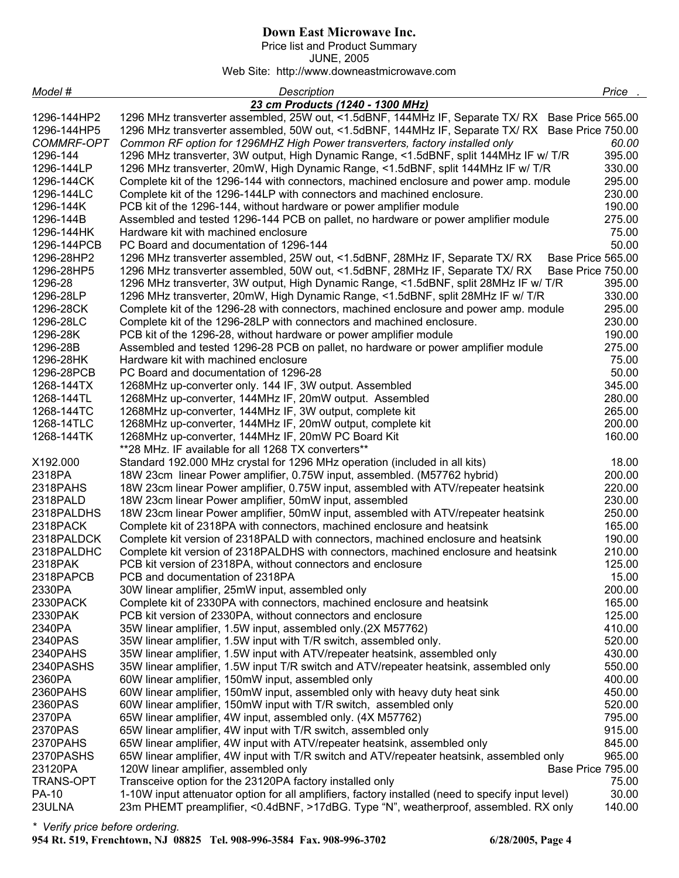# Down East Microwave Inc.

Price list and Product Summary
JUNE, 2005
Web Site: http://www.downeastmicrowave.com

| *Model #* | *Description* | *Price* |
|---|---|---|
| | ***23 cm Products (1240 - 1300 MHz)*** | |
| 1296-144HP2 | 1296 MHz transverter assembled, 25W out, <1.5dBNF, 144MHz IF, Separate TX/ RX | Base Price 565.00 |
| 1296-144HP5 | 1296 MHz transverter assembled, 50W out, <1.5dBNF, 144MHz IF, Separate TX/ RX | Base Price 750.00 |
| *COMMRF-OPT* | *Common RF option for 1296MHZ High Power transverters, factory installed only* | *60.00* |
| 1296-144 | 1296 MHz transverter, 3W output, High Dynamic Range, <1.5dBNF, split 144MHz IF w/ T/R | 395.00 |
| 1296-144LP | 1296 MHz transverter, 20mW, High Dynamic Range, <1.5dBNF, split 144MHz IF w/ T/R | 330.00 |
| 1296-144CK | Complete kit of the 1296-144 with connectors, machined enclosure and power amp. module | 295.00 |
| 1296-144LC | Complete kit of the 1296-144LP with connectors and machined enclosure. | 230.00 |
| 1296-144K | PCB kit of the 1296-144, without hardware or power amplifier module | 190.00 |
| 1296-144B | Assembled and tested 1296-144 PCB on pallet, no hardware or power amplifier module | 275.00 |
| 1296-144HK | Hardware kit with machined enclosure | 75.00 |
| 1296-144PCB | PC Board and documentation of 1296-144 | 50.00 |
| 1296-28HP2 | 1296 MHz transverter assembled, 25W out, <1.5dBNF, 28MHz IF, Separate TX/ RX | Base Price 565.00 |
| 1296-28HP5 | 1296 MHz transverter assembled, 50W out, <1.5dBNF, 28MHz IF, Separate TX/ RX | Base Price 750.00 |
| 1296-28 | 1296 MHz transverter, 3W output, High Dynamic Range, <1.5dBNF, split 28MHz IF w/ T/R | 395.00 |
| 1296-28LP | 1296 MHz transverter, 20mW, High Dynamic Range, <1.5dBNF, split 28MHz IF w/ T/R | 330.00 |
| 1296-28CK | Complete kit of the 1296-28 with connectors, machined enclosure and power amp. module | 295.00 |
| 1296-28LC | Complete kit of the 1296-28LP with connectors and machined enclosure. | 230.00 |
| 1296-28K | PCB kit of the 1296-28, without hardware or power amplifier module | 190.00 |
| 1296-28B | Assembled and tested 1296-28 PCB on pallet, no hardware or power amplifier module | 275.00 |
| 1296-28HK | Hardware kit with machined enclosure | 75.00 |
| 1296-28PCB | PC Board and documentation of 1296-28 | 50.00 |
| 1268-144TX | 1268MHz up-converter only. 144 IF, 3W output. Assembled | 345.00 |
| 1268-144TL | 1268MHz up-converter, 144MHz IF, 20mW output. Assembled | 280.00 |
| 1268-144TC | 1268MHz up-converter, 144MHz IF, 3W output, complete kit | 265.00 |
| 1268-14TLC | 1268MHz up-converter, 144MHz IF, 20mW output, complete kit | 200.00 |
| 1268-144TK | 1268MHz up-converter, 144MHz IF, 20mW PC Board Kit | 160.00 |
| | **28 MHz. IF available for all 1268 TX converters** | |
| X192.000 | Standard 192.000 MHz crystal for 1296 MHz operation (included in all kits) | 18.00 |
| 2318PA | 18W 23cm linear Power amplifier, 0.75W input, assembled. (M57762 hybrid) | 200.00 |
| 2318PAHS | 18W 23cm linear Power amplifier, 0.75W input, assembled with ATV/repeater heatsink | 220.00 |
| 2318PALD | 18W 23cm linear Power amplifier, 50mW input, assembled | 230.00 |
| 2318PALDHS | 18W 23cm linear Power amplifier, 50mW input, assembled with ATV/repeater heatsink | 250.00 |
| 2318PACK | Complete kit of 2318PA with connectors, machined enclosure and heatsink | 165.00 |
| 2318PALDCK | Complete kit version of 2318PALD with connectors, machined enclosure and heatsink | 190.00 |
| 2318PALDHC | Complete kit version of 2318PALDHS with connectors, machined enclosure and heatsink | 210.00 |
| 2318PAK | PCB kit version of 2318PA, without connectors and enclosure | 125.00 |
| 2318PAPCB | PCB and documentation of 2318PA | 15.00 |
| 2330PA | 30W linear amplifier, 25mW input, assembled only | 200.00 |
| 2330PACK | Complete kit of 2330PA with connectors, machined enclosure and heatsink | 165.00 |
| 2330PAK | PCB kit version of 2330PA, without connectors and enclosure | 125.00 |
| 2340PA | 35W linear amplifier, 1.5W input, assembled only.(2X M57762) | 410.00 |
| 2340PAS | 35W linear amplifier, 1.5W input with T/R switch, assembled only. | 520.00 |
| 2340PAHS | 35W linear amplifier, 1.5W input with ATV/repeater heatsink, assembled only | 430.00 |
| 2340PASHS | 35W linear amplifier, 1.5W input T/R switch and ATV/repeater heatsink, assembled only | 550.00 |
| 2360PA | 60W linear amplifier, 150mW input, assembled only | 400.00 |
| 2360PAHS | 60W linear amplifier, 150mW input, assembled only with heavy duty heat sink | 450.00 |
| 2360PAS | 60W linear amplifier, 150mW input with T/R switch, assembled only | 520.00 |
| 2370PA | 65W linear amplifier, 4W input, assembled only. (4X M57762) | 795.00 |
| 2370PAS | 65W linear amplifier, 4W input with T/R switch, assembled only | 915.00 |
| 2370PAHS | 65W linear amplifier, 4W input with ATV/repeater heatsink, assembled only | 845.00 |
| 2370PASHS | 65W linear amplifier, 4W input with T/R switch and ATV/repeater heatsink, assembled only | 965.00 |
| 23120PA | 120W linear amplifier, assembled only | Base Price 795.00 |
| TRANS-OPT | Transceive option for the 23120PA factory installed only | 75.00 |
| PA-10 | 1-10W input attenuator option for all amplifiers, factory installed (need to specify input level) | 30.00 |
| 23ULNA | 23m PHEMT preamplifier, <0.4dBNF, >17dBG. Type "N", weatherproof, assembled. RX only | 140.00 |

*\* Verify price before ordering.*

**954 Rt. 519, Frenchtown, NJ 08825 Tel. 908-996-3584 Fax. 908-996-3702**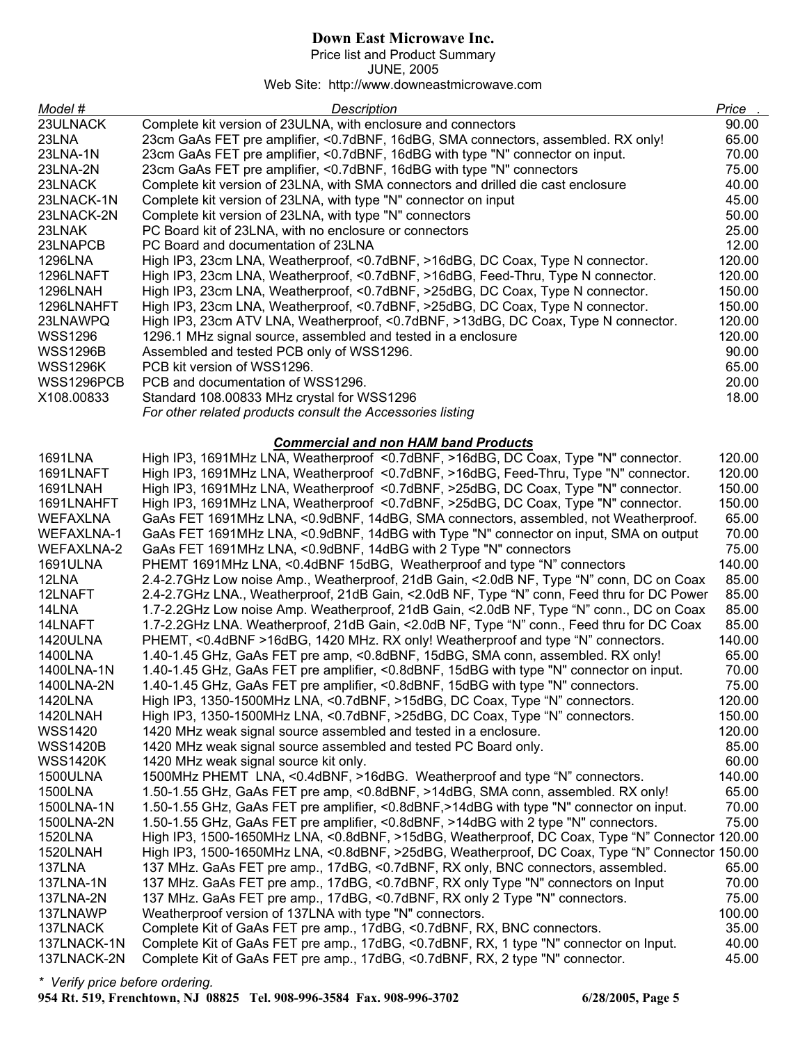**Down East Microwave Inc.**

Price list and Product Summary

JUNE, 2005

Web Site: http://www.downeastmicrowave.com

| *Model #* | *Description* | *Price* |
|---|---|---|
| 23ULNACK | Complete kit version of 23ULNA, with enclosure and connectors | 90.00 |
| 23LNA | 23cm GaAs FET pre amplifier, <0.7dBNF, 16dBG, SMA connectors, assembled. RX only! | 65.00 |
| 23LNA-1N | 23cm GaAs FET pre amplifier, <0.7dBNF, 16dBG with type "N" connector on input. | 70.00 |
| 23LNA-2N | 23cm GaAs FET pre amplifier, <0.7dBNF, 16dBG with type "N" connectors | 75.00 |
| 23LNACK | Complete kit version of 23LNA, with SMA connectors and drilled die cast enclosure | 40.00 |
| 23LNACK-1N | Complete kit version of 23LNA, with type "N" connector on input | 45.00 |
| 23LNACK-2N | Complete kit version of 23LNA, with type "N" connectors | 50.00 |
| 23LNAK | PC Board kit of 23LNA, with no enclosure or connectors | 25.00 |
| 23LNAPCB | PC Board and documentation of 23LNA | 12.00 |
| 1296LNA | High IP3, 23cm LNA, Weatherproof, <0.7dBNF, >16dBG, DC Coax, Type N connector. | 120.00 |
| 1296LNAFT | High IP3, 23cm LNA, Weatherproof, <0.7dBNF, >16dBG, Feed-Thru, Type N connector. | 120.00 |
| 1296LNAH | High IP3, 23cm LNA, Weatherproof, <0.7dBNF, >25dBG, DC Coax, Type N connector. | 150.00 |
| 1296LNAHFT | High IP3, 23cm LNA, Weatherproof, <0.7dBNF, >25dBG, DC Coax, Type N connector. | 150.00 |
| 23LNAWPQ | High IP3, 23cm ATV LNA, Weatherproof, <0.7dBNF, >13dBG, DC Coax, Type N connector. | 120.00 |
| WSS1296 | 1296.1 MHz signal source, assembled and tested in a enclosure | 120.00 |
| WSS1296B | Assembled and tested PCB only of WSS1296. | 90.00 |
| WSS1296K | PCB kit version of WSS1296. | 65.00 |
| WSS1296PCB | PCB and documentation of WSS1296. | 20.00 |
| X108.00833 | Standard 108.00833 MHz crystal for WSS1296 | 18.00 |
| | *For other related products consult the Accessories listing* | |

### ***Commercial and non HAM band Products***

| Model # | Description | Price |
|---|---|---|
| 1691LNA | High IP3, 1691MHz LNA, Weatherproof <0.7dBNF, >16dBG, DC Coax, Type "N" connector. | 120.00 |
| 1691LNAFT | High IP3, 1691MHz LNA, Weatherproof <0.7dBNF, >16dBG, Feed-Thru, Type "N" connector. | 120.00 |
| 1691LNAH | High IP3, 1691MHz LNA, Weatherproof <0.7dBNF, >25dBG, DC Coax, Type "N" connector. | 150.00 |
| 1691LNAHFT | High IP3, 1691MHz LNA, Weatherproof <0.7dBNF, >25dBG, DC Coax, Type "N" connector. | 150.00 |
| WEFAXLNA | GaAs FET 1691MHz LNA, <0.9dBNF, 14dBG, SMA connectors, assembled, not Weatherproof. | 65.00 |
| WEFAXLNA-1 | GaAs FET 1691MHz LNA, <0.9dBNF, 14dBG with Type "N" connector on input, SMA on output | 70.00 |
| WEFAXLNA-2 | GaAs FET 1691MHz LNA, <0.9dBNF, 14dBG with 2 Type "N" connectors | 75.00 |
| 1691ULNA | PHEMT 1691MHz LNA, <0.4dBNF 15dBG, Weatherproof and type "N" connectors | 140.00 |
| 12LNA | 2.4-2.7GHz Low noise Amp., Weatherproof, 21dB Gain, <2.0dB NF, Type "N" conn, DC on Coax | 85.00 |
| 12LNAFT | 2.4-2.7GHz LNA., Weatherproof, 21dB Gain, <2.0dB NF, Type "N" conn, Feed thru for DC Power | 85.00 |
| 14LNA | 1.7-2.2GHz Low noise Amp. Weatherproof, 21dB Gain, <2.0dB NF, Type "N" conn., DC on Coax | 85.00 |
| 14LNAFT | 1.7-2.2GHz LNA. Weatherproof, 21dB Gain, <2.0dB NF, Type "N" conn., Feed thru for DC Coax | 85.00 |
| 1420ULNA | PHEMT, <0.4dBNF >16dBG, 1420 MHz. RX only! Weatherproof and type "N" connectors. | 140.00 |
| 1400LNA | 1.40-1.45 GHz, GaAs FET pre amp, <0.8dBNF, 15dBG, SMA conn, assembled. RX only! | 65.00 |
| 1400LNA-1N | 1.40-1.45 GHz, GaAs FET pre amplifier, <0.8dBNF, 15dBG with type "N" connector on input. | 70.00 |
| 1400LNA-2N | 1.40-1.45 GHz, GaAs FET pre amplifier, <0.8dBNF, 15dBG with type "N" connectors. | 75.00 |
| 1420LNA | High IP3, 1350-1500MHz LNA, <0.7dBNF, >15dBG, DC Coax, Type "N" connectors. | 120.00 |
| 1420LNAH | High IP3, 1350-1500MHz LNA, <0.7dBNF, >25dBG, DC Coax, Type "N" connectors. | 150.00 |
| WSS1420 | 1420 MHz weak signal source assembled and tested in a enclosure. | 120.00 |
| WSS1420B | 1420 MHz weak signal source assembled and tested PC Board only. | 85.00 |
| WSS1420K | 1420 MHz weak signal source kit only. | 60.00 |
| 1500ULNA | 1500MHz PHEMT LNA, <0.4dBNF, >16dBG. Weatherproof and type "N" connectors. | 140.00 |
| 1500LNA | 1.50-1.55 GHz, GaAs FET pre amp, <0.8dBNF, >14dBG, SMA conn, assembled. RX only! | 65.00 |
| 1500LNA-1N | 1.50-1.55 GHz, GaAs FET pre amplifier, <0.8dBNF,>14dBG with type "N" connector on input. | 70.00 |
| 1500LNA-2N | 1.50-1.55 GHz, GaAs FET pre amplifier, <0.8dBNF, >14dBG with 2 type "N" connectors. | 75.00 |
| 1520LNA | High IP3, 1500-1650MHz LNA, <0.8dBNF, >15dBG, Weatherproof, DC Coax, Type "N" Connector | 120.00 |
| 1520LNAH | High IP3, 1500-1650MHz LNA, <0.8dBNF, >25dBG, Weatherproof, DC Coax, Type "N" Connector | 150.00 |
| 137LNA | 137 MHz. GaAs FET pre amp., 17dBG, <0.7dBNF, RX only, BNC connectors, assembled. | 65.00 |
| 137LNA-1N | 137 MHz. GaAs FET pre amp., 17dBG, <0.7dBNF, RX only Type "N" connectors on Input | 70.00 |
| 137LNA-2N | 137 MHz. GaAs FET pre amp., 17dBG, <0.7dBNF, RX only 2 Type "N" connectors. | 75.00 |
| 137LNAWP | Weatherproof version of 137LNA with type "N" connectors. | 100.00 |
| 137LNACK | Complete Kit of GaAs FET pre amp., 17dBG, <0.7dBNF, RX, BNC connectors. | 35.00 |
| 137LNACK-1N | Complete Kit of GaAs FET pre amp., 17dBG, <0.7dBNF, RX, 1 type "N" connector on Input. | 40.00 |
| 137LNACK-2N | Complete Kit of GaAs FET pre amp., 17dBG, <0.7dBNF, RX, 2 type "N" connector. | 45.00 |

*\* Verify price before ordering.*

**954 Rt. 519, Frenchtown, NJ 08825 Tel. 908-996-3584 Fax. 908-996-3702**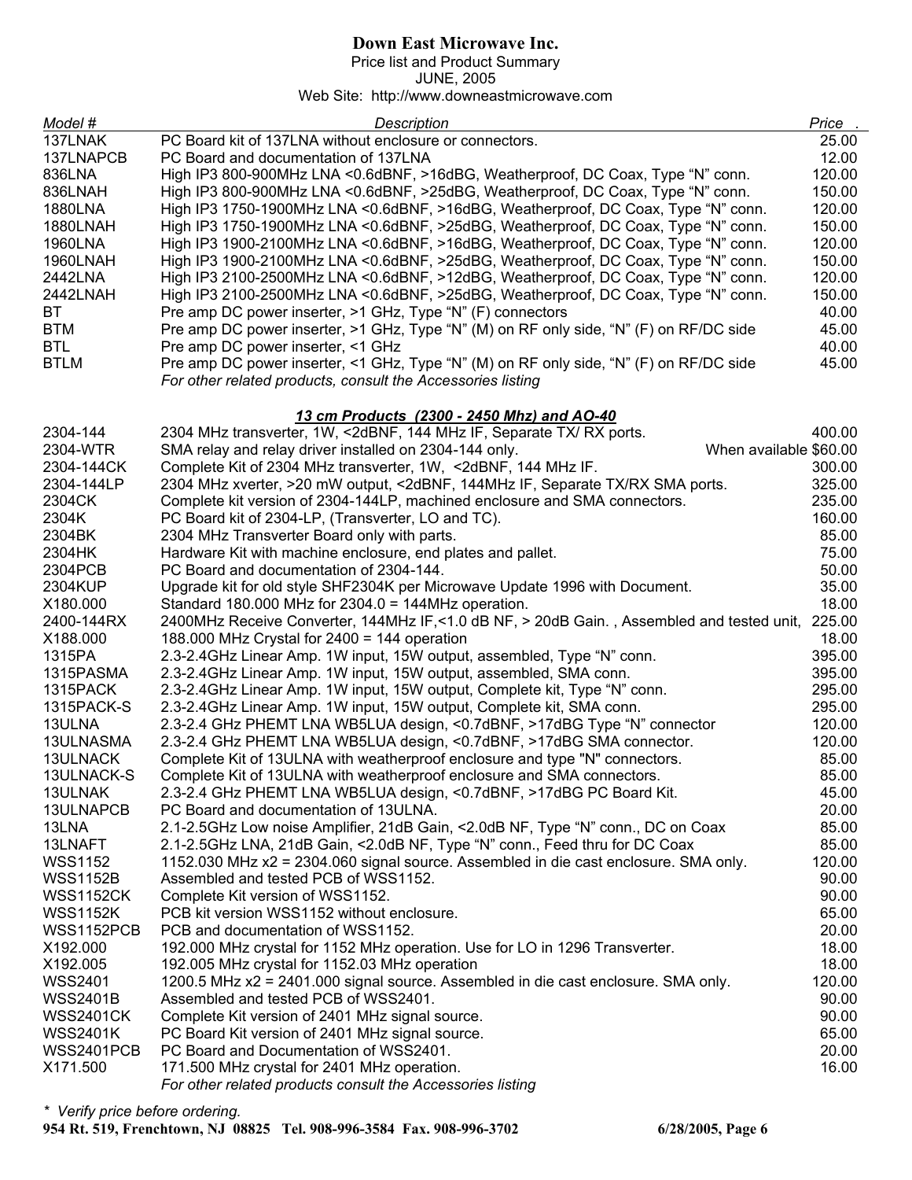**Down East Microwave Inc.**

Price list and Product Summary

JUNE, 2005

Web Site: http://www.downeastmicrowave.com

| Model # | Description | Price . |
|---|---|---|
| 137LNAK | PC Board kit of 137LNA without enclosure or connectors. | 25.00 |
| 137LNAPCB | PC Board and documentation of 137LNA | 12.00 |
| 836LNA | High IP3 800-900MHz LNA <0.6dBNF, >16dBG, Weatherproof, DC Coax, Type "N" conn. | 120.00 |
| 836LNAH | High IP3 800-900MHz LNA <0.6dBNF, >25dBG, Weatherproof, DC Coax, Type "N" conn. | 150.00 |
| 1880LNA | High IP3 1750-1900MHz LNA <0.6dBNF, >16dBG, Weatherproof, DC Coax, Type "N" conn. | 120.00 |
| 1880LNAH | High IP3 1750-1900MHz LNA <0.6dBNF, >25dBG, Weatherproof, DC Coax, Type "N" conn. | 150.00 |
| 1960LNA | High IP3 1900-2100MHz LNA <0.6dBNF, >16dBG, Weatherproof, DC Coax, Type "N" conn. | 120.00 |
| 1960LNAH | High IP3 1900-2100MHz LNA <0.6dBNF, >25dBG, Weatherproof, DC Coax, Type "N" conn. | 150.00 |
| 2442LNA | High IP3 2100-2500MHz LNA <0.6dBNF, >12dBG, Weatherproof, DC Coax, Type "N" conn. | 120.00 |
| 2442LNAH | High IP3 2100-2500MHz LNA <0.6dBNF, >25dBG, Weatherproof, DC Coax, Type "N" conn. | 150.00 |
| BT | Pre amp DC power inserter, >1 GHz, Type "N" (F) connectors | 40.00 |
| BTM | Pre amp DC power inserter, >1 GHz, Type "N" (M) on RF only side, "N" (F) on RF/DC side | 45.00 |
| BTL | Pre amp DC power inserter, <1 GHz | 40.00 |
| BTLM | Pre amp DC power inserter, <1 GHz, Type "N" (M) on RF only side, "N" (F) on RF/DC side | 45.00 |
| | *For other related products, consult the Accessories listing* | |
| | ***13 cm Products (2300 - 2450 Mhz) and AO-40*** | |
| 2304-144 | 2304 MHz transverter, 1W, <2dBNF, 144 MHz IF, Separate TX/ RX ports. | 400.00 |
| 2304-WTR | SMA relay and relay driver installed on 2304-144 only. | When available $60.00 |
| 2304-144CK | Complete Kit of 2304 MHz transverter, 1W, <2dBNF, 144 MHz IF. | 300.00 |
| 2304-144LP | 2304 MHz xverter, >20 mW output, <2dBNF, 144MHz IF, Separate TX/RX SMA ports. | 325.00 |
| 2304CK | Complete kit version of 2304-144LP, machined enclosure and SMA connectors. | 235.00 |
| 2304K | PC Board kit of 2304-LP, (Transverter, LO and TC). | 160.00 |
| 2304BK | 2304 MHz Transverter Board only with parts. | 85.00 |
| 2304HK | Hardware Kit with machine enclosure, end plates and pallet. | 75.00 |
| 2304PCB | PC Board and documentation of 2304-144. | 50.00 |
| 2304KUP | Upgrade kit for old style SHF2304K per Microwave Update 1996 with Document. | 35.00 |
| X180.000 | Standard 180.000 MHz for 2304.0 = 144MHz operation. | 18.00 |
| 2400-144RX | 2400MHz Receive Converter, 144MHz IF,<1.0 dB NF, > 20dB Gain. , Assembled and tested unit, | 225.00 |
| X188.000 | 188.000 MHz Crystal for 2400 = 144 operation | 18.00 |
| 1315PA | 2.3-2.4GHz Linear Amp. 1W input, 15W output, assembled, Type "N" conn. | 395.00 |
| 1315PASMA | 2.3-2.4GHz Linear Amp. 1W input, 15W output, assembled, SMA conn. | 395.00 |
| 1315PACK | 2.3-2.4GHz Linear Amp. 1W input, 15W output, Complete kit, Type "N" conn. | 295.00 |
| 1315PACK-S | 2.3-2.4GHz Linear Amp. 1W input, 15W output, Complete kit, SMA conn. | 295.00 |
| 13ULNA | 2.3-2.4 GHz PHEMT LNA WB5LUA design, <0.7dBNF, >17dBG Type "N" connector | 120.00 |
| 13ULNASMA | 2.3-2.4 GHz PHEMT LNA WB5LUA design, <0.7dBNF, >17dBG SMA connector. | 120.00 |
| 13ULNACK | Complete Kit of 13ULNA with weatherproof enclosure and type "N" connectors. | 85.00 |
| 13ULNACK-S | Complete Kit of 13ULNA with weatherproof enclosure and SMA connectors. | 85.00 |
| 13ULNAK | 2.3-2.4 GHz PHEMT LNA WB5LUA design, <0.7dBNF, >17dBG PC Board Kit. | 45.00 |
| 13ULNAPCB | PC Board and documentation of 13ULNA. | 20.00 |
| 13LNA | 2.1-2.5GHz Low noise Amplifier, 21dB Gain, <2.0dB NF, Type "N" conn., DC on Coax | 85.00 |
| 13LNAFT | 2.1-2.5GHz LNA, 21dB Gain, <2.0dB NF, Type "N" conn., Feed thru for DC Coax | 85.00 |
| WSS1152 | 1152.030 MHz x2 = 2304.060 signal source. Assembled in die cast enclosure. SMA only. | 120.00 |
| WSS1152B | Assembled and tested PCB of WSS1152. | 90.00 |
| WSS1152CK | Complete Kit version of WSS1152. | 90.00 |
| WSS1152K | PCB kit version WSS1152 without enclosure. | 65.00 |
| WSS1152PCB | PCB and documentation of WSS1152. | 20.00 |
| X192.000 | 192.000 MHz crystal for 1152 MHz operation. Use for LO in 1296 Transverter. | 18.00 |
| X192.005 | 192.005 MHz crystal for 1152.03 MHz operation | 18.00 |
| WSS2401 | 1200.5 MHz x2 = 2401.000 signal source. Assembled in die cast enclosure. SMA only. | 120.00 |
| WSS2401B | Assembled and tested PCB of WSS2401. | 90.00 |
| WSS2401CK | Complete Kit version of 2401 MHz signal source. | 90.00 |
| WSS2401K | PC Board Kit version of 2401 MHz signal source. | 65.00 |
| WSS2401PCB | PC Board and Documentation of WSS2401. | 20.00 |
| X171.500 | 171.500 MHz crystal for 2401 MHz operation. | 16.00 |
| | *For other related products consult the Accessories listing* | |

*\* Verify price before ordering.*

**954 Rt. 519, Frenchtown, NJ 08825 Tel. 908-996-3584 Fax. 908-996-3702**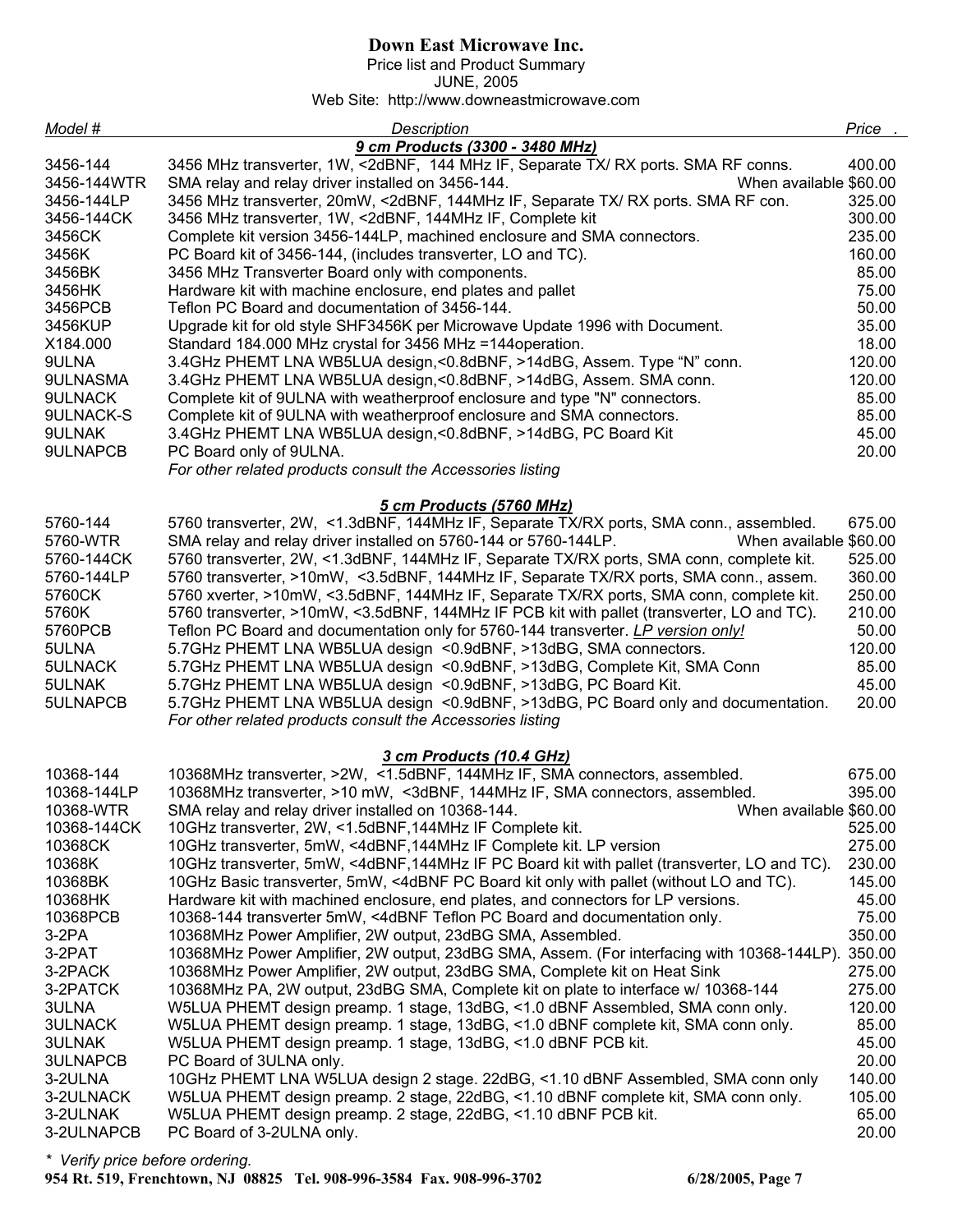# Down East Microwave Inc.

Price list and Product Summary
JUNE, 2005
Web Site: http://www.downeastmicrowave.com

| *Model #* | *Description* | *Price* |
|---|---|---|
| | ***9 cm Products (3300 - 3480 MHz)*** | |
| 3456-144 | 3456 MHz transverter, 1W, <2dBNF, 144 MHz IF, Separate TX/ RX ports. SMA RF conns. | 400.00 |
| 3456-144WTR | SMA relay and relay driver installed on 3456-144. When available | $60.00 |
| 3456-144LP | 3456 MHz transverter, 20mW, <2dBNF, 144MHz IF, Separate TX/ RX ports. SMA RF con. | 325.00 |
| 3456-144CK | 3456 MHz transverter, 1W, <2dBNF, 144MHz IF, Complete kit | 300.00 |
| 3456CK | Complete kit version 3456-144LP, machined enclosure and SMA connectors. | 235.00 |
| 3456K | PC Board kit of 3456-144, (includes transverter, LO and TC). | 160.00 |
| 3456BK | 3456 MHz Transverter Board only with components. | 85.00 |
| 3456HK | Hardware kit with machine enclosure, end plates and pallet | 75.00 |
| 3456PCB | Teflon PC Board and documentation of 3456-144. | 50.00 |
| 3456KUP | Upgrade kit for old style SHF3456K per Microwave Update 1996 with Document. | 35.00 |
| X184.000 | Standard 184.000 MHz crystal for 3456 MHz =144operation. | 18.00 |
| 9ULNA | 3.4GHz PHEMT LNA WB5LUA design,<0.8dBNF, >14dBG, Assem. Type "N" conn. | 120.00 |
| 9ULNASMA | 3.4GHz PHEMT LNA WB5LUA design,<0.8dBNF, >14dBG, Assem. SMA conn. | 120.00 |
| 9ULNACK | Complete kit of 9ULNA with weatherproof enclosure and type "N" connectors. | 85.00 |
| 9ULNACK-S | Complete kit of 9ULNA with weatherproof enclosure and SMA connectors. | 85.00 |
| 9ULNAK | 3.4GHz PHEMT LNA WB5LUA design,<0.8dBNF, >14dBG, PC Board Kit | 45.00 |
| 9ULNAPCB | PC Board only of 9ULNA. | 20.00 |
| | *For other related products consult the Accessories listing* | |
| | ***5 cm Products (5760 MHz)*** | |
| 5760-144 | 5760 transverter, 2W, <1.3dBNF, 144MHz IF, Separate TX/RX ports, SMA conn., assembled. | 675.00 |
| 5760-WTR | SMA relay and relay driver installed on 5760-144 or 5760-144LP. When available | $60.00 |
| 5760-144CK | 5760 transverter, 2W, <1.3dBNF, 144MHz IF, Separate TX/RX ports, SMA conn, complete kit. | 525.00 |
| 5760-144LP | 5760 transverter, >10mW, <3.5dBNF, 144MHz IF, Separate TX/RX ports, SMA conn., assem. | 360.00 |
| 5760CK | 5760 xverter, >10mW, <3.5dBNF, 144MHz IF, Separate TX/RX ports, SMA conn, complete kit. | 250.00 |
| 5760K | 5760 transverter, >10mW, <3.5dBNF, 144MHz IF PCB kit with pallet (transverter, LO and TC). | 210.00 |
| 5760PCB | Teflon PC Board and documentation only for 5760-144 transverter. *LP version only!* | 50.00 |
| 5ULNA | 5.7GHz PHEMT LNA WB5LUA design <0.9dBNF, >13dBG, SMA connectors. | 120.00 |
| 5ULNACK | 5.7GHz PHEMT LNA WB5LUA design <0.9dBNF, >13dBG, Complete Kit, SMA Conn | 85.00 |
| 5ULNAK | 5.7GHz PHEMT LNA WB5LUA design <0.9dBNF, >13dBG, PC Board Kit. | 45.00 |
| 5ULNAPCB | 5.7GHz PHEMT LNA WB5LUA design <0.9dBNF, >13dBG, PC Board only and documentation. | 20.00 |
| | *For other related products consult the Accessories listing* | |
| | ***3 cm Products (10.4 GHz)*** | |
| 10368-144 | 10368MHz transverter, >2W, <1.5dBNF, 144MHz IF, SMA connectors, assembled. | 675.00 |
| 10368-144LP | 10368MHz transverter, >10 mW, <3dBNF, 144MHz IF, SMA connectors, assembled. | 395.00 |
| 10368-WTR | SMA relay and relay driver installed on 10368-144. When available | $60.00 |
| 10368-144CK | 10GHz transverter, 2W, <1.5dBNF,144MHz IF Complete kit. | 525.00 |
| 10368CK | 10GHz transverter, 5mW, <4dBNF,144MHz IF Complete kit. LP version | 275.00 |
| 10368K | 10GHz transverter, 5mW, <4dBNF,144MHz IF PC Board kit with pallet (transverter, LO and TC). | 230.00 |
| 10368BK | 10GHz Basic transverter, 5mW, <4dBNF PC Board kit only with pallet (without LO and TC). | 145.00 |
| 10368HK | Hardware kit with machined enclosure, end plates, and connectors for LP versions. | 45.00 |
| 10368PCB | 10368-144 transverter 5mW, <4dBNF Teflon PC Board and documentation only. | 75.00 |
| 3-2PA | 10368MHz Power Amplifier, 2W output, 23dBG SMA, Assembled. | 350.00 |
| 3-2PAT | 10368MHz Power Amplifier, 2W output, 23dBG SMA, Assem. (For interfacing with 10368-144LP). | 350.00 |
| 3-2PACK | 10368MHz Power Amplifier, 2W output, 23dBG SMA, Complete kit on Heat Sink | 275.00 |
| 3-2PATCK | 10368MHz PA, 2W output, 23dBG SMA, Complete kit on plate to interface w/ 10368-144 | 275.00 |
| 3ULNA | W5LUA PHEMT design preamp. 1 stage, 13dBG, <1.0 dBNF Assembled, SMA conn only. | 120.00 |
| 3ULNACK | W5LUA PHEMT design preamp. 1 stage, 13dBG, <1.0 dBNF complete kit, SMA conn only. | 85.00 |
| 3ULNAK | W5LUA PHEMT design preamp. 1 stage, 13dBG, <1.0 dBNF PCB kit. | 45.00 |
| 3ULNAPCB | PC Board of 3ULNA only. | 20.00 |
| 3-2ULNA | 10GHz PHEMT LNA W5LUA design 2 stage. 22dBG, <1.10 dBNF Assembled, SMA conn only | 140.00 |
| 3-2ULNACK | W5LUA PHEMT design preamp. 2 stage, 22dBG, <1.10 dBNF complete kit, SMA conn only. | 105.00 |
| 3-2ULNAK | W5LUA PHEMT design preamp. 2 stage, 22dBG, <1.10 dBNF PCB kit. | 65.00 |
| 3-2ULNAPCB | PC Board of 3-2ULNA only. | 20.00 |

*\* Verify price before ordering.*

**954 Rt. 519, Frenchtown, NJ 08825 Tel. 908-996-3584 Fax. 908-996-3702**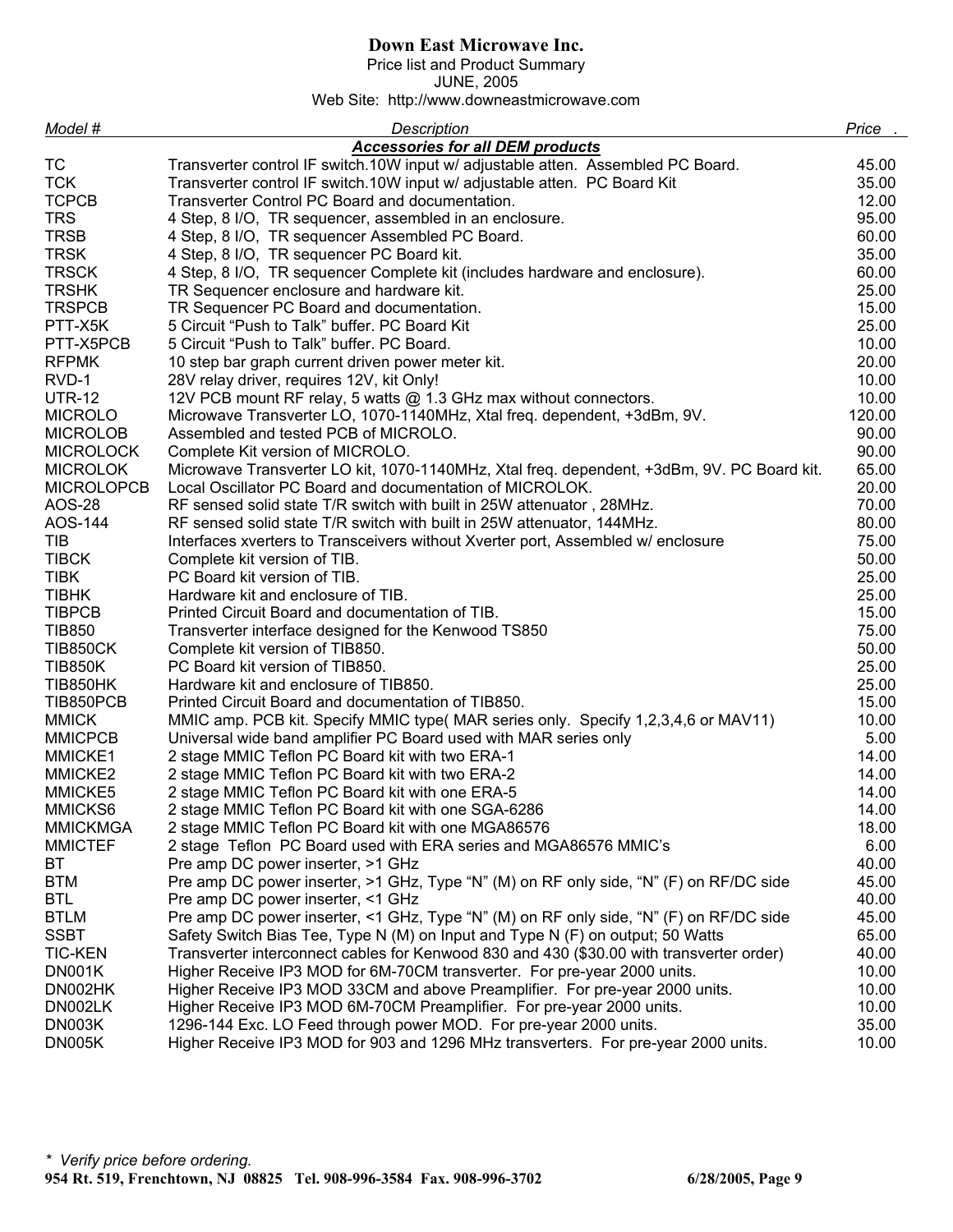**Down East Microwave Inc.**

Price list and Product Summary

JUNE, 2005

Web Site: http://www.downeastmicrowave.com

| *Model #* | *Description* | *Price* |
|---|---|---|
| | ***Accessories for all DEM products*** | |
| TC | Transverter control IF switch.10W input w/ adjustable atten. Assembled PC Board. | 45.00 |
| TCK | Transverter control IF switch.10W input w/ adjustable atten. PC Board Kit | 35.00 |
| TCPCB | Transverter Control PC Board and documentation. | 12.00 |
| TRS | 4 Step, 8 I/O, TR sequencer, assembled in an enclosure. | 95.00 |
| TRSB | 4 Step, 8 I/O, TR sequencer Assembled PC Board. | 60.00 |
| TRSK | 4 Step, 8 I/O, TR sequencer PC Board kit. | 35.00 |
| TRSCK | 4 Step, 8 I/O, TR sequencer Complete kit (includes hardware and enclosure). | 60.00 |
| TRSHK | TR Sequencer enclosure and hardware kit. | 25.00 |
| TRSPCB | TR Sequencer PC Board and documentation. | 15.00 |
| PTT-X5K | 5 Circuit "Push to Talk" buffer. PC Board Kit | 25.00 |
| PTT-X5PCB | 5 Circuit "Push to Talk" buffer. PC Board. | 10.00 |
| RFPMK | 10 step bar graph current driven power meter kit. | 20.00 |
| RVD-1 | 28V relay driver, requires 12V, kit Only! | 10.00 |
| UTR-12 | 12V PCB mount RF relay, 5 watts @ 1.3 GHz max without connectors. | 10.00 |
| MICROLO | Microwave Transverter LO, 1070-1140MHz, Xtal freq. dependent, +3dBm, 9V. | 120.00 |
| MICROLOB | Assembled and tested PCB of MICROLO. | 90.00 |
| MICROLOCK | Complete Kit version of MICROLO. | 90.00 |
| MICROLOK | Microwave Transverter LO kit, 1070-1140MHz, Xtal freq. dependent, +3dBm, 9V. PC Board kit. | 65.00 |
| MICROLOPCB | Local Oscillator PC Board and documentation of MICROLOK. | 20.00 |
| AOS-28 | RF sensed solid state T/R switch with built in 25W attenuator , 28MHz. | 70.00 |
| AOS-144 | RF sensed solid state T/R switch with built in 25W attenuator, 144MHz. | 80.00 |
| TIB | Interfaces xverters to Transceivers without Xverter port, Assembled w/ enclosure | 75.00 |
| TIBCK | Complete kit version of TIB. | 50.00 |
| TIBK | PC Board kit version of TIB. | 25.00 |
| TIBHK | Hardware kit and enclosure of TIB. | 25.00 |
| TIBPCB | Printed Circuit Board and documentation of TIB. | 15.00 |
| TIB850 | Transverter interface designed for the Kenwood TS850 | 75.00 |
| TIB850CK | Complete kit version of TIB850. | 50.00 |
| TIB850K | PC Board kit version of TIB850. | 25.00 |
| TIB850HK | Hardware kit and enclosure of TIB850. | 25.00 |
| TIB850PCB | Printed Circuit Board and documentation of TIB850. | 15.00 |
| MMICK | MMIC amp. PCB kit. Specify MMIC type( MAR series only. Specify 1,2,3,4,6 or MAV11) | 10.00 |
| MMICPCB | Universal wide band amplifier PC Board used with MAR series only | 5.00 |
| MMICKE1 | 2 stage MMIC Teflon PC Board kit with two ERA-1 | 14.00 |
| MMICKE2 | 2 stage MMIC Teflon PC Board kit with two ERA-2 | 14.00 |
| MMICKE5 | 2 stage MMIC Teflon PC Board kit with one ERA-5 | 14.00 |
| MMICKS6 | 2 stage MMIC Teflon PC Board kit with one SGA-6286 | 14.00 |
| MMICKMGA | 2 stage MMIC Teflon PC Board kit with one MGA86576 | 18.00 |
| MMICTEF | 2 stage Teflon PC Board used with ERA series and MGA86576 MMIC's | 6.00 |
| BT | Pre amp DC power inserter, >1 GHz | 40.00 |
| BTM | Pre amp DC power inserter, >1 GHz, Type "N" (M) on RF only side, "N" (F) on RF/DC side | 45.00 |
| BTL | Pre amp DC power inserter, <1 GHz | 40.00 |
| BTLM | Pre amp DC power inserter, <1 GHz, Type "N" (M) on RF only side, "N" (F) on RF/DC side | 45.00 |
| SSBT | Safety Switch Bias Tee, Type N (M) on Input and Type N (F) on output; 50 Watts | 65.00 |
| TIC-KEN | Transverter interconnect cables for Kenwood 830 and 430 ($30.00 with transverter order) | 40.00 |
| DN001K | Higher Receive IP3 MOD for 6M-70CM transverter. For pre-year 2000 units. | 10.00 |
| DN002HK | Higher Receive IP3 MOD 33CM and above Preamplifier. For pre-year 2000 units. | 10.00 |
| DN002LK | Higher Receive IP3 MOD 6M-70CM Preamplifier. For pre-year 2000 units. | 10.00 |
| DN003K | 1296-144 Exc. LO Feed through power MOD. For pre-year 2000 units. | 35.00 |
| DN005K | Higher Receive IP3 MOD for 903 and 1296 MHz transverters. For pre-year 2000 units. | 10.00 |

*\* Verify price before ordering.*

**954 Rt. 519, Frenchtown, NJ 08825 Tel. 908-996-3584 Fax. 908-996-3702**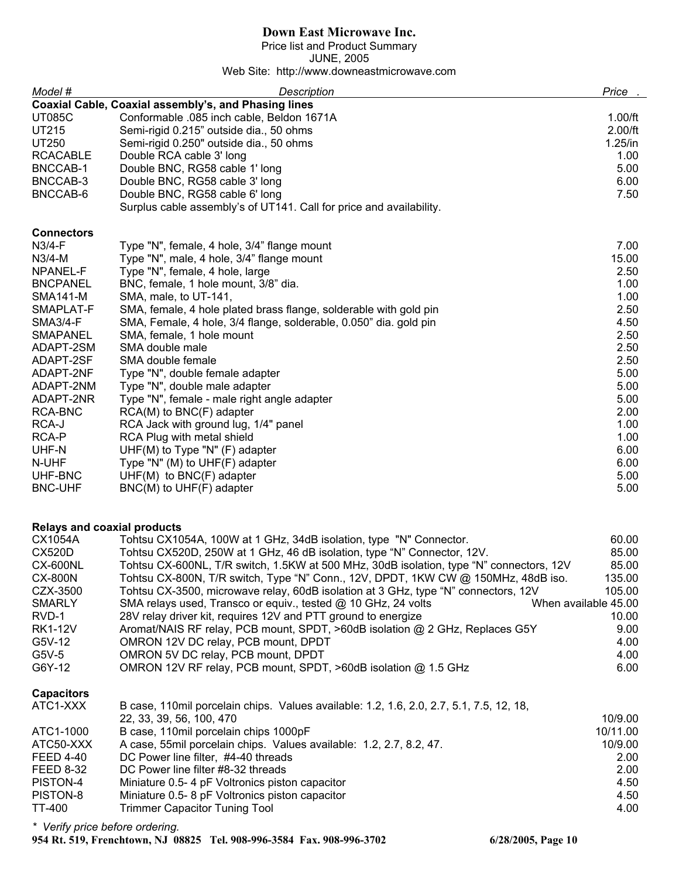# Down East Microwave Inc.

Price list and Product Summary
JUNE, 2005
Web Site: http://www.downeastmicrowave.com

| Model # | Description | Price . |
|---|---|---|
| **Coaxial Cable, Coaxial assembly's, and Phasing lines** | | |
| UT085C | Conformable .085 inch cable, Beldon 1671A | 1.00/ft |
| UT215 | Semi-rigid 0.215" outside dia., 50 ohms | 2.00/ft |
| UT250 | Semi-rigid 0.250" outside dia., 50 ohms | 1.25/in |
| RCACABLE | Double RCA cable 3' long | 1.00 |
| BNCCAB-1 | Double BNC, RG58 cable 1' long | 5.00 |
| BNCCAB-3 | Double BNC, RG58 cable 3' long | 6.00 |
| BNCCAB-6 | Double BNC, RG58 cable 6' long | 7.50 |
| | Surplus cable assembly's of UT141. Call for price and availability. | |
| **Connectors** | | |
| N3/4-F | Type "N", female, 4 hole, 3/4" flange mount | 7.00 |
| N3/4-M | Type "N", male, 4 hole, 3/4" flange mount | 15.00 |
| NPANEL-F | Type "N", female, 4 hole, large | 2.50 |
| BNCPANEL | BNC, female, 1 hole mount, 3/8" dia. | 1.00 |
| SMA141-M | SMA, male, to UT-141, | 1.00 |
| SMAPLAT-F | SMA, female, 4 hole plated brass flange, solderable with gold pin | 2.50 |
| SMA3/4-F | SMA, Female, 4 hole, 3/4 flange, solderable, 0.050" dia. gold pin | 4.50 |
| SMAPANEL | SMA, female, 1 hole mount | 2.50 |
| ADAPT-2SM | SMA double male | 2.50 |
| ADAPT-2SF | SMA double female | 2.50 |
| ADAPT-2NF | Type "N", double female adapter | 5.00 |
| ADAPT-2NM | Type "N", double male adapter | 5.00 |
| ADAPT-2NR | Type "N", female - male right angle adapter | 5.00 |
| RCA-BNC | RCA(M) to BNC(F) adapter | 2.00 |
| RCA-J | RCA Jack with ground lug, 1/4" panel | 1.00 |
| RCA-P | RCA Plug with metal shield | 1.00 |
| UHF-N | UHF(M) to Type "N" (F) adapter | 6.00 |
| N-UHF | Type "N" (M) to UHF(F) adapter | 6.00 |
| UHF-BNC | UHF(M) to BNC(F) adapter | 5.00 |
| BNC-UHF | BNC(M) to UHF(F) adapter | 5.00 |
| **Relays and coaxial products** | | |
| CX1054A | Tohtsu CX1054A, 100W at 1 GHz, 34dB isolation, type "N" Connector. | 60.00 |
| CX520D | Tohtsu CX520D, 250W at 1 GHz, 46 dB isolation, type "N" Connector, 12V. | 85.00 |
| CX-600NL | Tohtsu CX-600NL, T/R switch, 1.5KW at 500 MHz, 30dB isolation, type "N" connectors, 12V | 85.00 |
| CX-800N | Tohtsu CX-800N, T/R switch, Type "N" Conn., 12V, DPDT, 1KW CW @ 150MHz, 48dB iso. | 135.00 |
| CZX-3500 | Tohtsu CX-3500, microwave relay, 60dB isolation at 3 GHz, type "N" connectors, 12V | 105.00 |
| SMARLY | SMA relays used, Transco or equiv., tested @ 10 GHz, 24 volts | When available 45.00 |
| RVD-1 | 28V relay driver kit, requires 12V and PTT ground to energize | 10.00 |
| RK1-12V | Aromat/NAIS RF relay, PCB mount, SPDT, >60dB isolation @ 2 GHz, Replaces G5Y | 9.00 |
| G5V-12 | OMRON 12V DC relay, PCB mount, DPDT | 4.00 |
| G5V-5 | OMRON 5V DC relay, PCB mount, DPDT | 4.00 |
| G6Y-12 | OMRON 12V RF relay, PCB mount, SPDT, >60dB isolation @ 1.5 GHz | 6.00 |
| **Capacitors** | | |
| ATC1-XXX | B case, 110mil porcelain chips. Values available: 1.2, 1.6, 2.0, 2.7, 5.1, 7.5, 12, 18, 22, 33, 39, 56, 100, 470 | 10/9.00 |
| ATC1-1000 | B case, 110mil porcelain chips 1000pF | 10/11.00 |
| ATC50-XXX | A case, 55mil porcelain chips. Values available: 1.2, 2.7, 8.2, 47. | 10/9.00 |
| FEED 4-40 | DC Power line filter, #4-40 threads | 2.00 |
| FEED 8-32 | DC Power line filter #8-32 threads | 2.00 |
| PISTON-4 | Miniature 0.5- 4 pF Voltronics piston capacitor | 4.50 |
| PISTON-8 | Miniature 0.5- 8 pF Voltronics piston capacitor | 4.50 |
| TT-400 | Trimmer Capacitor Tuning Tool | 4.00 |

*\* Verify price before ordering.*

**954 Rt. 519, Frenchtown, NJ 08825 Tel. 908-996-3584 Fax. 908-996-3702**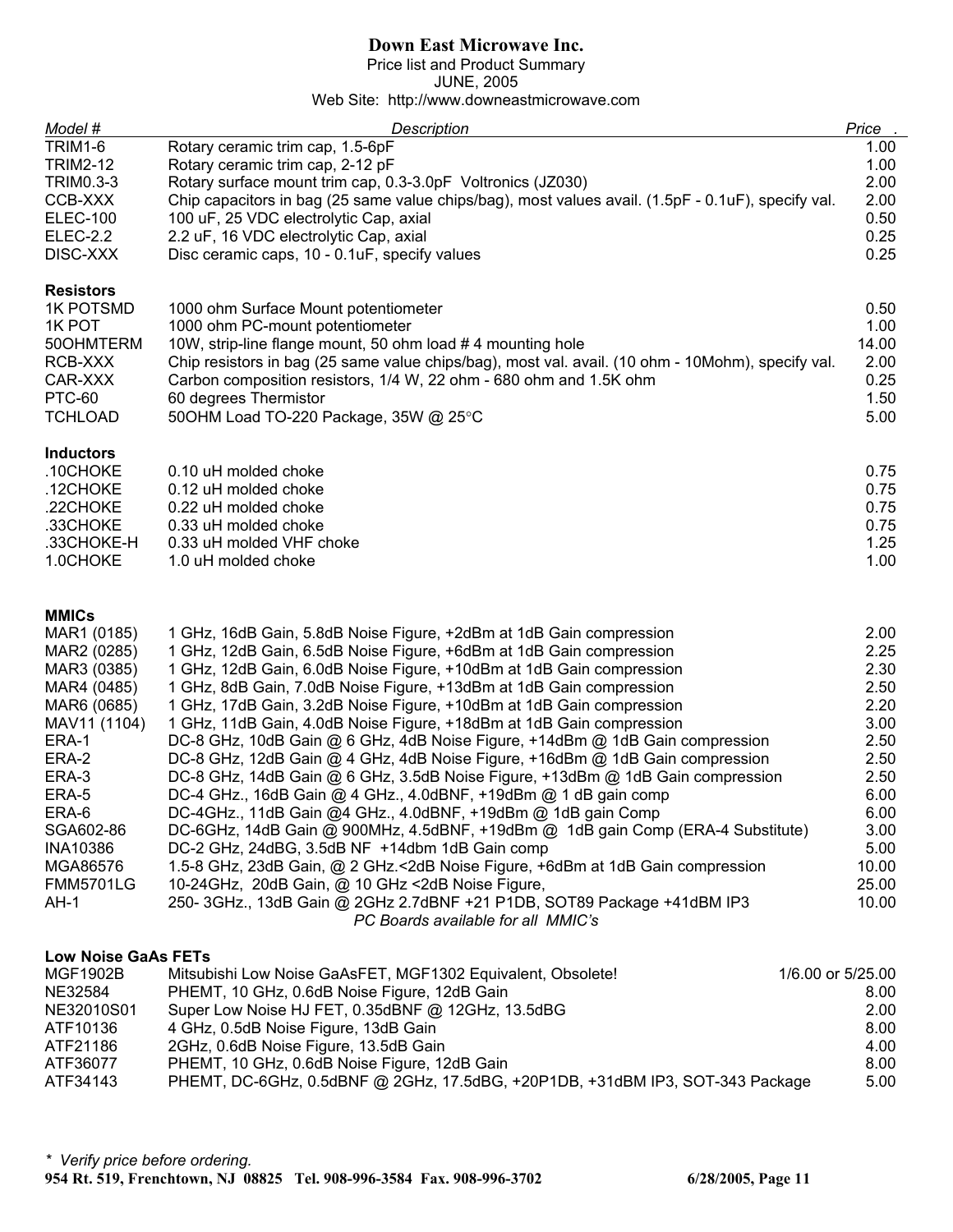# Down East Microwave Inc.

Price list and Product Summary
JUNE, 2005
Web Site: http://www.downeastmicrowave.com

| Model # | Description | Price . |
|---|---|---|
| TRIM1-6 | Rotary ceramic trim cap, 1.5-6pF | 1.00 |
| TRIM2-12 | Rotary ceramic trim cap, 2-12 pF | 1.00 |
| TRIM0.3-3 | Rotary surface mount trim cap, 0.3-3.0pF Voltronics (JZ030) | 2.00 |
| CCB-XXX | Chip capacitors in bag (25 same value chips/bag), most values avail. (1.5pF - 0.1uF), specify val. | 2.00 |
| ELEC-100 | 100 uF, 25 VDC electrolytic Cap, axial | 0.50 |
| ELEC-2.2 | 2.2 uF, 16 VDC electrolytic Cap, axial | 0.25 |
| DISC-XXX | Disc ceramic caps, 10 - 0.1uF, specify values | 0.25 |
| **Resistors** | | |
| 1K POTSMD | 1000 ohm Surface Mount potentiometer | 0.50 |
| 1K POT | 1000 ohm PC-mount potentiometer | 1.00 |
| 50OHMTERM | 10W, strip-line flange mount, 50 ohm load # 4 mounting hole | 14.00 |
| RCB-XXX | Chip resistors in bag (25 same value chips/bag), most val. avail. (10 ohm - 10Mohm), specify val. | 2.00 |
| CAR-XXX | Carbon composition resistors, 1/4 W, 22 ohm - 680 ohm and 1.5K ohm | 0.25 |
| PTC-60 | 60 degrees Thermistor | 1.50 |
| TCHLOAD | 50OHM Load TO-220 Package, 35W @ 25°C | 5.00 |
| **Inductors** | | |
| .10CHOKE | 0.10 uH molded choke | 0.75 |
| .12CHOKE | 0.12 uH molded choke | 0.75 |
| .22CHOKE | 0.22 uH molded choke | 0.75 |
| .33CHOKE | 0.33 uH molded choke | 0.75 |
| .33CHOKE-H | 0.33 uH molded VHF choke | 1.25 |
| 1.0CHOKE | 1.0 uH molded choke | 1.00 |
| **MMICs** | | |
| MAR1 (0185) | 1 GHz, 16dB Gain, 5.8dB Noise Figure, +2dBm at 1dB Gain compression | 2.00 |
| MAR2 (0285) | 1 GHz, 12dB Gain, 6.5dB Noise Figure, +6dBm at 1dB Gain compression | 2.25 |
| MAR3 (0385) | 1 GHz, 12dB Gain, 6.0dB Noise Figure, +10dBm at 1dB Gain compression | 2.30 |
| MAR4 (0485) | 1 GHz, 8dB Gain, 7.0dB Noise Figure, +13dBm at 1dB Gain compression | 2.50 |
| MAR6 (0685) | 1 GHz, 17dB Gain, 3.2dB Noise Figure, +10dBm at 1dB Gain compression | 2.20 |
| MAV11 (1104) | 1 GHz, 11dB Gain, 4.0dB Noise Figure, +18dBm at 1dB Gain compression | 3.00 |
| ERA-1 | DC-8 GHz, 10dB Gain @ 6 GHz, 4dB Noise Figure, +14dBm @ 1dB Gain compression | 2.50 |
| ERA-2 | DC-8 GHz, 12dB Gain @ 4 GHz, 4dB Noise Figure, +16dBm @ 1dB Gain compression | 2.50 |
| ERA-3 | DC-8 GHz, 14dB Gain @ 6 GHz, 3.5dB Noise Figure, +13dBm @ 1dB Gain compression | 2.50 |
| ERA-5 | DC-4 GHz., 16dB Gain @ 4 GHz., 4.0dBNF, +19dBm @ 1 dB gain comp | 6.00 |
| ERA-6 | DC-4GHz., 11dB Gain @4 GHz., 4.0dBNF, +19dBm @ 1dB gain Comp | 6.00 |
| SGA602-86 | DC-6GHz, 14dB Gain @ 900MHz, 4.5dBNF, +19dBm @ 1dB gain Comp (ERA-4 Substitute) | 3.00 |
| INA10386 | DC-2 GHz, 24dBG, 3.5dB NF +14dbm 1dB Gain comp | 5.00 |
| MGA86576 | 1.5-8 GHz, 23dB Gain, @ 2 GHz.<2dB Noise Figure, +6dBm at 1dB Gain compression | 10.00 |
| FMM5701LG | 10-24GHz, 20dB Gain, @ 10 GHz <2dB Noise Figure, | 25.00 |
| AH-1 | 250- 3GHz., 13dB Gain @ 2GHz 2.7dBNF +21 P1DB, SOT89 Package +41dBM IP3 | 10.00 |
| | *PC Boards available for all MMIC's* | |
| **Low Noise GaAs FETs** | | |
| MGF1902B | Mitsubishi Low Noise GaAsFET, MGF1302 Equivalent, Obsolete! | 1/6.00 or 5/25.00 |
| NE32584 | PHEMT, 10 GHz, 0.6dB Noise Figure, 12dB Gain | 8.00 |
| NE32010S01 | Super Low Noise HJ FET, 0.35dBNF @ 12GHz, 13.5dBG | 2.00 |
| ATF10136 | 4 GHz, 0.5dB Noise Figure, 13dB Gain | 8.00 |
| ATF21186 | 2GHz, 0.6dB Noise Figure, 13.5dB Gain | 4.00 |
| ATF36077 | PHEMT, 10 GHz, 0.6dB Noise Figure, 12dB Gain | 8.00 |
| ATF34143 | PHEMT, DC-6GHz, 0.5dBNF @ 2GHz, 17.5dBG, +20P1DB, +31dBM IP3, SOT-343 Package | 5.00 |

*\* Verify price before ordering.*

**954 Rt. 519, Frenchtown, NJ 08825 Tel. 908-996-3584 Fax. 908-996-3702**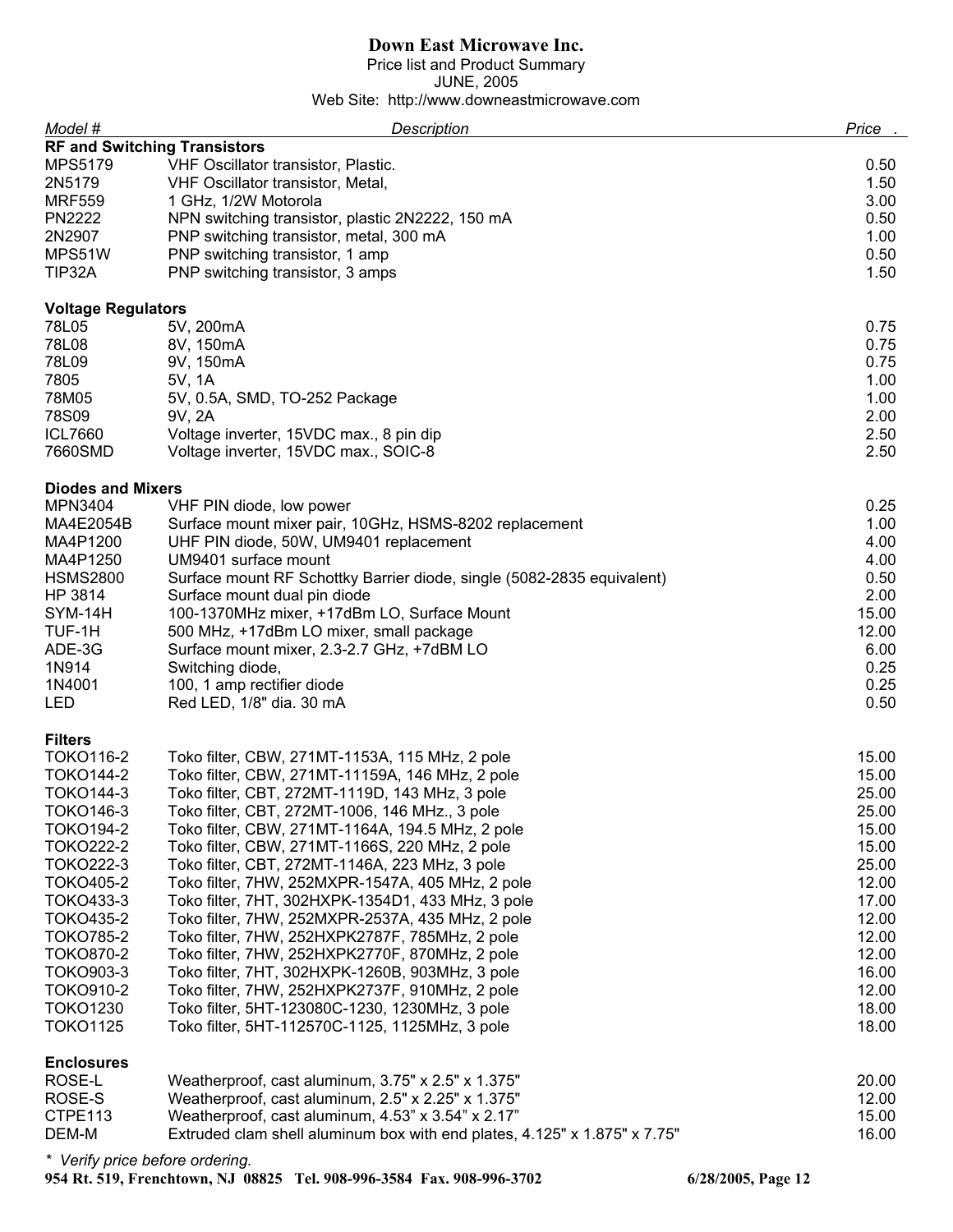**Down East Microwave Inc.**
Price list and Product Summary
JUNE, 2005
Web Site: http://www.downeastmicrowave.com

| Model # | Description | Price . |
|---|---|---|
| **RF and Switching Transistors** | | |
| MPS5179 | VHF Oscillator transistor, Plastic. | 0.50 |
| 2N5179 | VHF Oscillator transistor, Metal, | 1.50 |
| MRF559 | 1 GHz, 1/2W Motorola | 3.00 |
| PN2222 | NPN switching transistor, plastic 2N2222, 150 mA | 0.50 |
| 2N2907 | PNP switching transistor, metal, 300 mA | 1.00 |
| MPS51W | PNP switching transistor, 1 amp | 0.50 |
| TIP32A | PNP switching transistor, 3 amps | 1.50 |
| **Voltage Regulators** | | |
| 78L05 | 5V, 200mA | 0.75 |
| 78L08 | 8V, 150mA | 0.75 |
| 78L09 | 9V, 150mA | 0.75 |
| 7805 | 5V, 1A | 1.00 |
| 78M05 | 5V, 0.5A, SMD, TO-252 Package | 1.00 |
| 78S09 | 9V, 2A | 2.00 |
| ICL7660 | Voltage inverter, 15VDC max., 8 pin dip | 2.50 |
| 7660SMD | Voltage inverter, 15VDC max., SOIC-8 | 2.50 |
| **Diodes and Mixers** | | |
| MPN3404 | VHF PIN diode, low power | 0.25 |
| MA4E2054B | Surface mount mixer pair, 10GHz, HSMS-8202 replacement | 1.00 |
| MA4P1200 | UHF PIN diode, 50W, UM9401 replacement | 4.00 |
| MA4P1250 | UM9401 surface mount | 4.00 |
| HSMS2800 | Surface mount RF Schottky Barrier diode, single (5082-2835 equivalent) | 0.50 |
| HP 3814 | Surface mount dual pin diode | 2.00 |
| SYM-14H | 100-1370MHz mixer, +17dBm LO, Surface Mount | 15.00 |
| TUF-1H | 500 MHz, +17dBm LO mixer, small package | 12.00 |
| ADE-3G | Surface mount mixer, 2.3-2.7 GHz, +7dBM LO | 6.00 |
| 1N914 | Switching diode, | 0.25 |
| 1N4001 | 100, 1 amp rectifier diode | 0.25 |
| LED | Red LED, 1/8" dia. 30 mA | 0.50 |
| **Filters** | | |
| TOKO116-2 | Toko filter, CBW, 271MT-1153A, 115 MHz, 2 pole | 15.00 |
| TOKO144-2 | Toko filter, CBW, 271MT-11159A, 146 MHz, 2 pole | 15.00 |
| TOKO144-3 | Toko filter, CBT, 272MT-1119D, 143 MHz, 3 pole | 25.00 |
| TOKO146-3 | Toko filter, CBT, 272MT-1006, 146 MHz., 3 pole | 25.00 |
| TOKO194-2 | Toko filter, CBW, 271MT-1164A, 194.5 MHz, 2 pole | 15.00 |
| TOKO222-2 | Toko filter, CBW, 271MT-1166S, 220 MHz, 2 pole | 15.00 |
| TOKO222-3 | Toko filter, CBT, 272MT-1146A, 223 MHz, 3 pole | 25.00 |
| TOKO405-2 | Toko filter, 7HW, 252MXPR-1547A, 405 MHz, 2 pole | 12.00 |
| TOKO433-3 | Toko filter, 7HT, 302HXPK-1354D1, 433 MHz, 3 pole | 17.00 |
| TOKO435-2 | Toko filter, 7HW, 252MXPR-2537A, 435 MHz, 2 pole | 12.00 |
| TOKO785-2 | Toko filter, 7HW, 252HXPK2787F, 785MHz, 2 pole | 12.00 |
| TOKO870-2 | Toko filter, 7HW, 252HXPK2770F, 870MHz, 2 pole | 12.00 |
| TOKO903-3 | Toko filter, 7HT, 302HXPK-1260B, 903MHz, 3 pole | 16.00 |
| TOKO910-2 | Toko filter, 7HW, 252HXPK2737F, 910MHz, 2 pole | 12.00 |
| TOKO1230 | Toko filter, 5HT-123080C-1230, 1230MHz, 3 pole | 18.00 |
| TOKO1125 | Toko filter, 5HT-112570C-1125, 1125MHz, 3 pole | 18.00 |
| **Enclosures** | | |
| ROSE-L | Weatherproof, cast aluminum, 3.75" x 2.5" x 1.375" | 20.00 |
| ROSE-S | Weatherproof, cast aluminum, 2.5" x 2.25" x 1.375" | 12.00 |
| CTPE113 | Weatherproof, cast aluminum, 4.53" x 3.54" x 2.17" | 15.00 |
| DEM-M | Extruded clam shell aluminum box with end plates, 4.125" x 1.875" x 7.75" | 16.00 |

*\* Verify price before ordering.*

**954 Rt. 519, Frenchtown, NJ 08825 Tel. 908-996-3584 Fax. 908-996-3702**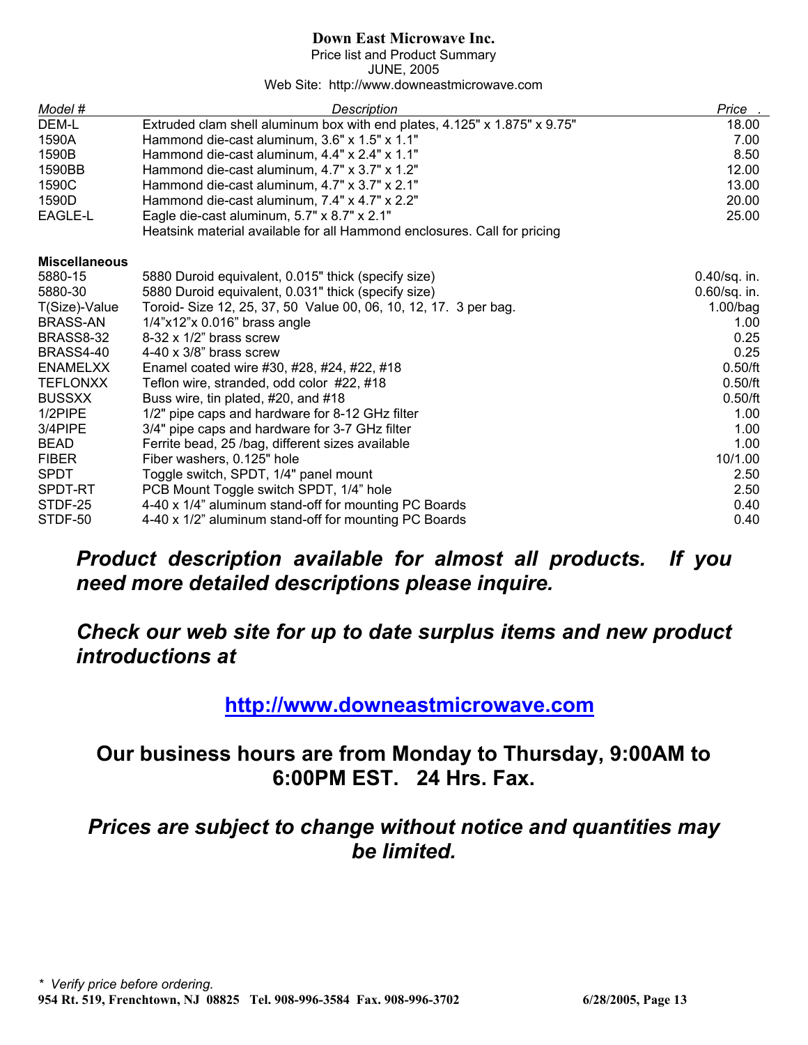**Down East Microwave Inc.**
Price list and Product Summary
JUNE, 2005
Web Site: http://www.downeastmicrowave.com

| *Model #* | *Description* | *Price* |
|---|---|---|
| DEM-L | Extruded clam shell aluminum box with end plates, 4.125" x 1.875" x 9.75" | 18.00 |
| 1590A | Hammond die-cast aluminum, 3.6" x 1.5" x 1.1" | 7.00 |
| 1590B | Hammond die-cast aluminum, 4.4" x 2.4" x 1.1" | 8.50 |
| 1590BB | Hammond die-cast aluminum, 4.7" x 3.7" x 1.2" | 12.00 |
| 1590C | Hammond die-cast aluminum, 4.7" x 3.7" x 2.1" | 13.00 |
| 1590D | Hammond die-cast aluminum, 7.4" x 4.7" x 2.2" | 20.00 |
| EAGLE-L | Eagle die-cast aluminum, 5.7" x 8.7" x 2.1" | 25.00 |
| | Heatsink material available for all Hammond enclosures. Call for pricing | |
| **Miscellaneous** | | |
| 5880-15 | 5880 Duroid equivalent, 0.015" thick (specify size) | 0.40/sq. in. |
| 5880-30 | 5880 Duroid equivalent, 0.031" thick (specify size) | 0.60/sq. in. |
| T(Size)-Value | Toroid- Size 12, 25, 37, 50 Value 00, 06, 10, 12, 17. 3 per bag. | 1.00/bag |
| BRASS-AN | 1/4"x12"x 0.016" brass angle | 1.00 |
| BRASS8-32 | 8-32 x 1/2" brass screw | 0.25 |
| BRASS4-40 | 4-40 x 3/8" brass screw | 0.25 |
| ENAMELXX | Enamel coated wire #30, #28, #24, #22, #18 | 0.50/ft |
| TEFLONXX | Teflon wire, stranded, odd color #22, #18 | 0.50/ft |
| BUSSXX | Buss wire, tin plated, #20, and #18 | 0.50/ft |
| 1/2PIPE | 1/2" pipe caps and hardware for 8-12 GHz filter | 1.00 |
| 3/4PIPE | 3/4" pipe caps and hardware for 3-7 GHz filter | 1.00 |
| BEAD | Ferrite bead, 25 /bag, different sizes available | 1.00 |
| FIBER | Fiber washers, 0.125" hole | 10/1.00 |
| SPDT | Toggle switch, SPDT, 1/4" panel mount | 2.50 |
| SPDT-RT | PCB Mount Toggle switch SPDT, 1/4" hole | 2.50 |
| STDF-25 | 4-40 x 1/4" aluminum stand-off for mounting PC Boards | 0.40 |
| STDF-50 | 4-40 x 1/2" aluminum stand-off for mounting PC Boards | 0.40 |

***Product description available for almost all products. If you need more detailed descriptions please inquire.***

***Check our web site for up to date surplus items and new product introductions at***

**http://www.downeastmicrowave.com**

**Our business hours are from Monday to Thursday, 9:00AM to 6:00PM EST. 24 Hrs. Fax.**

***Prices are subject to change without notice and quantities may be limited.***

*\* Verify price before ordering.*
**954 Rt. 519, Frenchtown, NJ 08825 Tel. 908-996-3584 Fax. 908-996-3702**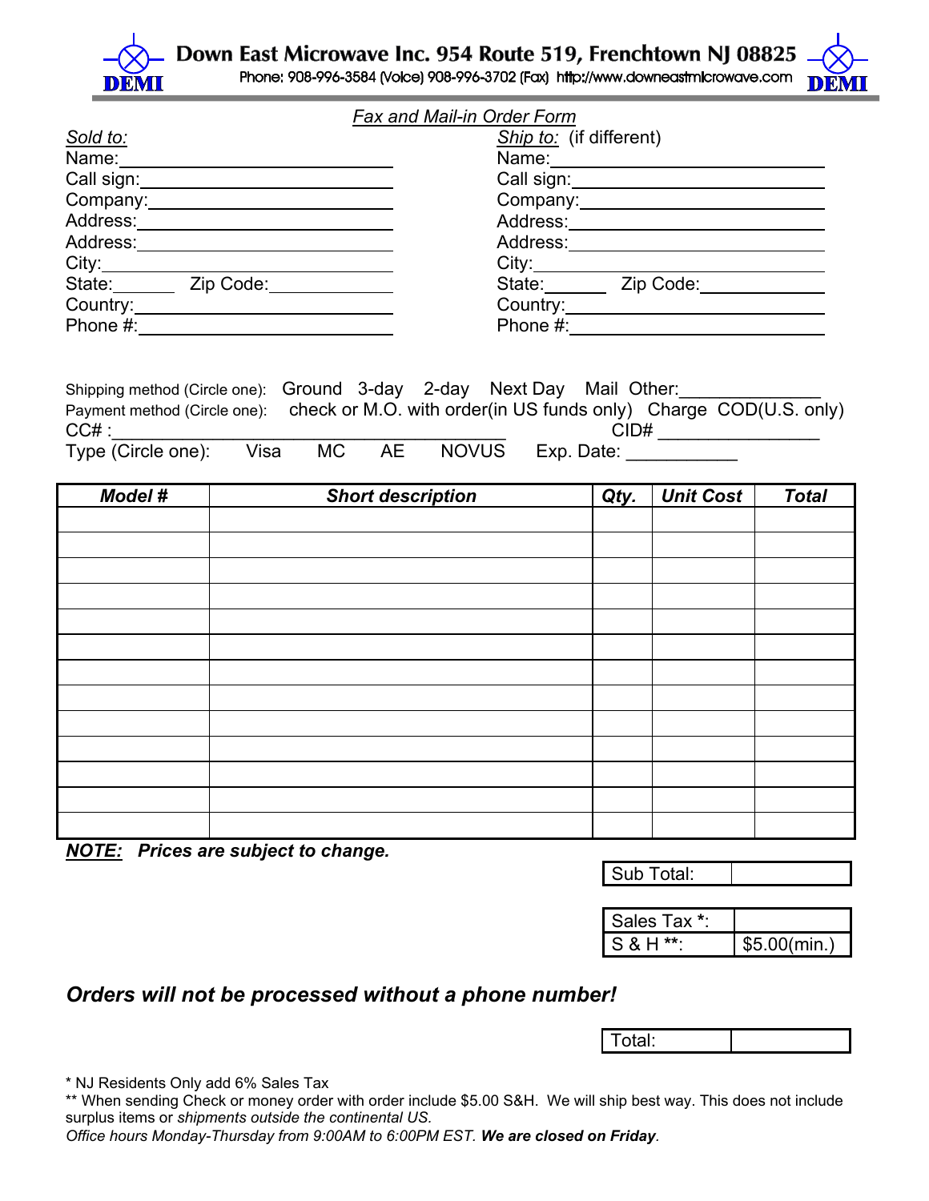# Down East Microwave Inc. 954 Route 519, Frenchtown NJ 08825

Phone: 908-996-3584 (Voice) 908-996-3702 (Fax) http://www.downeastmicrowave.com

*Fax and Mail-in Order Form*

| *Sold to:* | *Ship to:* (if different) |
|---|---|
| Name:______________________ | Name:______________________ |
| Call sign:______________________ | Call sign:______________________ |
| Company:______________________ | Company:______________________ |
| Address:______________________ | Address:______________________ |
| Address:______________________ | Address:______________________ |
| City:______________________ | City:______________________ |
| State:_______ Zip Code:____________ | State:_______ Zip Code:____________ |
| Country:______________________ | Country:______________________ |
| Phone #:______________________ | Phone #:______________________ |

Shipping method (Circle one): Ground 3-day 2-day Next Day Mail Other:______________

Payment method (Circle one): check or M.O. with order(in US funds only) Charge COD(U.S. only)

CC# :____________________________________ CID# ________________

Type (Circle one): Visa MC AE NOVUS Exp. Date: ___________

| *Model #* | *Short description* | *Qty.* | *Unit Cost* | *Total* |
|---|---|---|---|---|
| | | | | |
| | | | | |
| | | | | |
| | | | | |
| | | | | |
| | | | | |
| | | | | |
| | | | | |
| | | | | |
| | | | | |
| | | | | |
| | | | | |
| | | | | |

***NOTE:*** ***Prices are subject to change.***

| | |
|---|---|
| Sub Total: | |
| Sales Tax *: | |
| S & H **: | $5.00(min.) |

***Orders will not be processed without a phone number!***

| | |
|---|---|
| Total: | |

* NJ Residents Only add 6% Sales Tax

** When sending Check or money order with order include $5.00 S&H. We will ship best way. This does not include surplus items or *shipments outside the continental US.*

*Office hours Monday-Thursday from 9:00AM to 6:00PM EST.* ***We are closed on Friday****.*